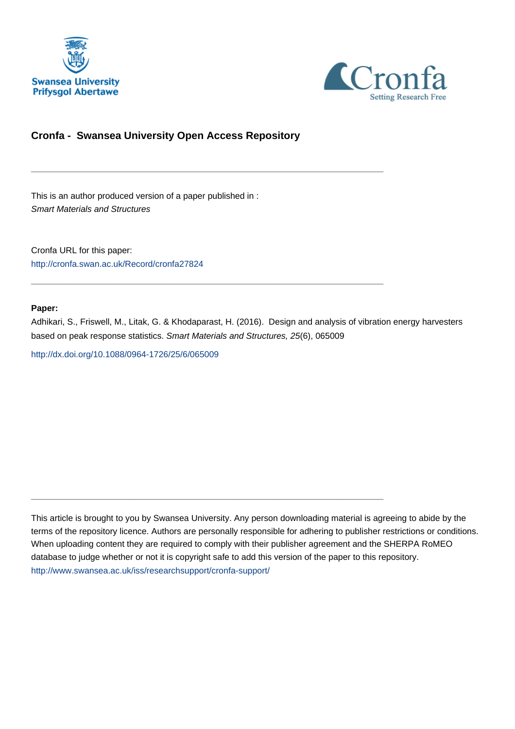Swansea University
Prifysgol Abertawe

Cronfa
Setting Research Free

## Cronfa - Swansea University Open Access Repository

---

This is an author produced version of a paper published in :
*Smart Materials and Structures*

Cronfa URL for this paper:
http://cronfa.swan.ac.uk/Record/cronfa27824

---

**Paper:**

Adhikari, S., Friswell, M., Litak, G. & Khodaparast, H. (2016). Design and analysis of vibration energy harvesters based on peak response statistics. *Smart Materials and Structures, 25*(6), 065009

http://dx.doi.org/10.1088/0964-1726/25/6/065009

---

This article is brought to you by Swansea University. Any person downloading material is agreeing to abide by the terms of the repository licence. Authors are personally responsible for adhering to publisher restrictions or conditions. When uploading content they are required to comply with their publisher agreement and the SHERPA RoMEO database to judge whether or not it is copyright safe to add this version of the paper to this repository.
http://www.swansea.ac.uk/iss/researchsupport/cronfa-support/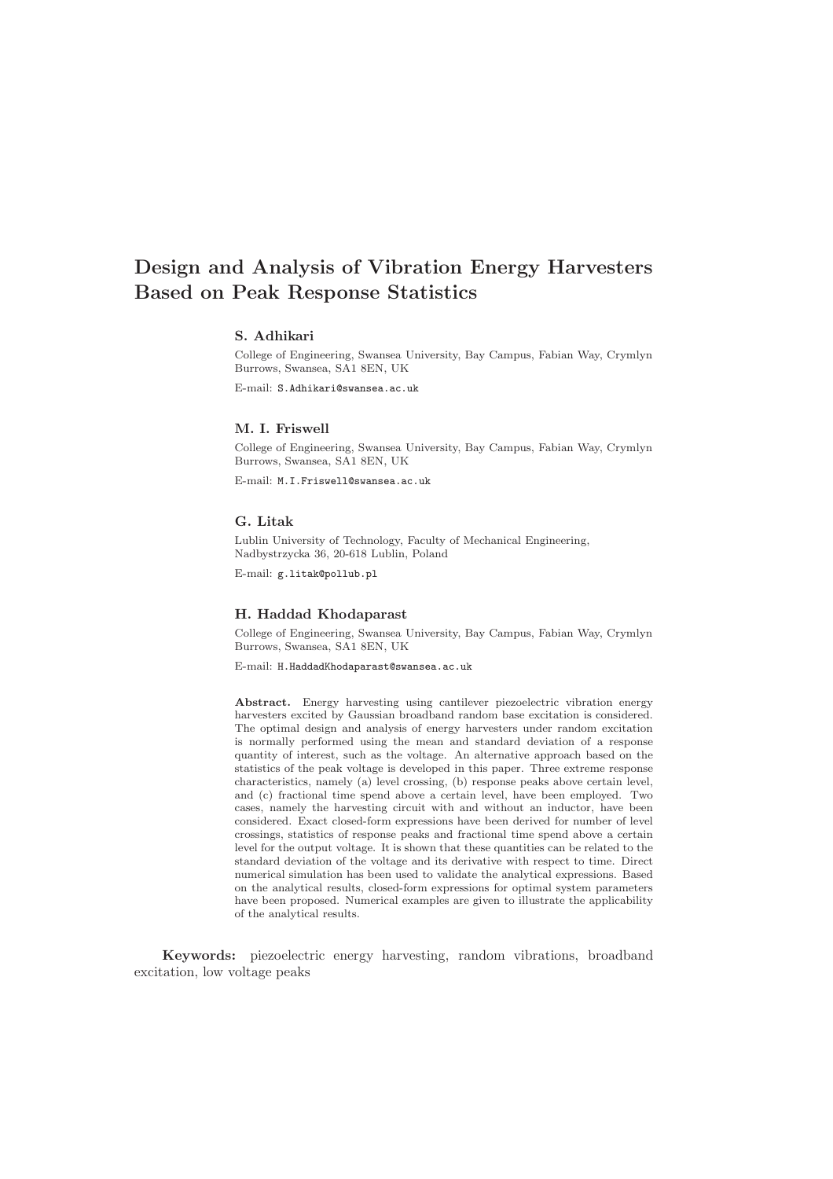# Design and Analysis of Vibration Energy Harvesters Based on Peak Response Statistics

### S. Adhikari

College of Engineering, Swansea University, Bay Campus, Fabian Way, Crymlyn Burrows, Swansea, SA1 8EN, UK

E-mail: S.Adhikari@swansea.ac.uk

### M. I. Friswell

College of Engineering, Swansea University, Bay Campus, Fabian Way, Crymlyn Burrows, Swansea, SA1 8EN, UK

E-mail: M.I.Friswell@swansea.ac.uk

### G. Litak

Lublin University of Technology, Faculty of Mechanical Engineering, Nadbystrzycka 36, 20-618 Lublin, Poland

E-mail: g.litak@pollub.pl

### H. Haddad Khodaparast

College of Engineering, Swansea University, Bay Campus, Fabian Way, Crymlyn Burrows, Swansea, SA1 8EN, UK

E-mail: H.HaddadKhodaparast@swansea.ac.uk

**Abstract.** Energy harvesting using cantilever piezoelectric vibration energy harvesters excited by Gaussian broadband random base excitation is considered. The optimal design and analysis of energy harvesters under random excitation is normally performed using the mean and standard deviation of a response quantity of interest, such as the voltage. An alternative approach based on the statistics of the peak voltage is developed in this paper. Three extreme response characteristics, namely (a) level crossing, (b) response peaks above certain level, and (c) fractional time spend above a certain level, have been employed. Two cases, namely the harvesting circuit with and without an inductor, have been considered. Exact closed-form expressions have been derived for number of level crossings, statistics of response peaks and fractional time spend above a certain level for the output voltage. It is shown that these quantities can be related to the standard deviation of the voltage and its derivative with respect to time. Direct numerical simulation has been used to validate the analytical expressions. Based on the analytical results, closed-form expressions for optimal system parameters have been proposed. Numerical examples are given to illustrate the applicability of the analytical results.

**Keywords:** piezoelectric energy harvesting, random vibrations, broadband excitation, low voltage peaks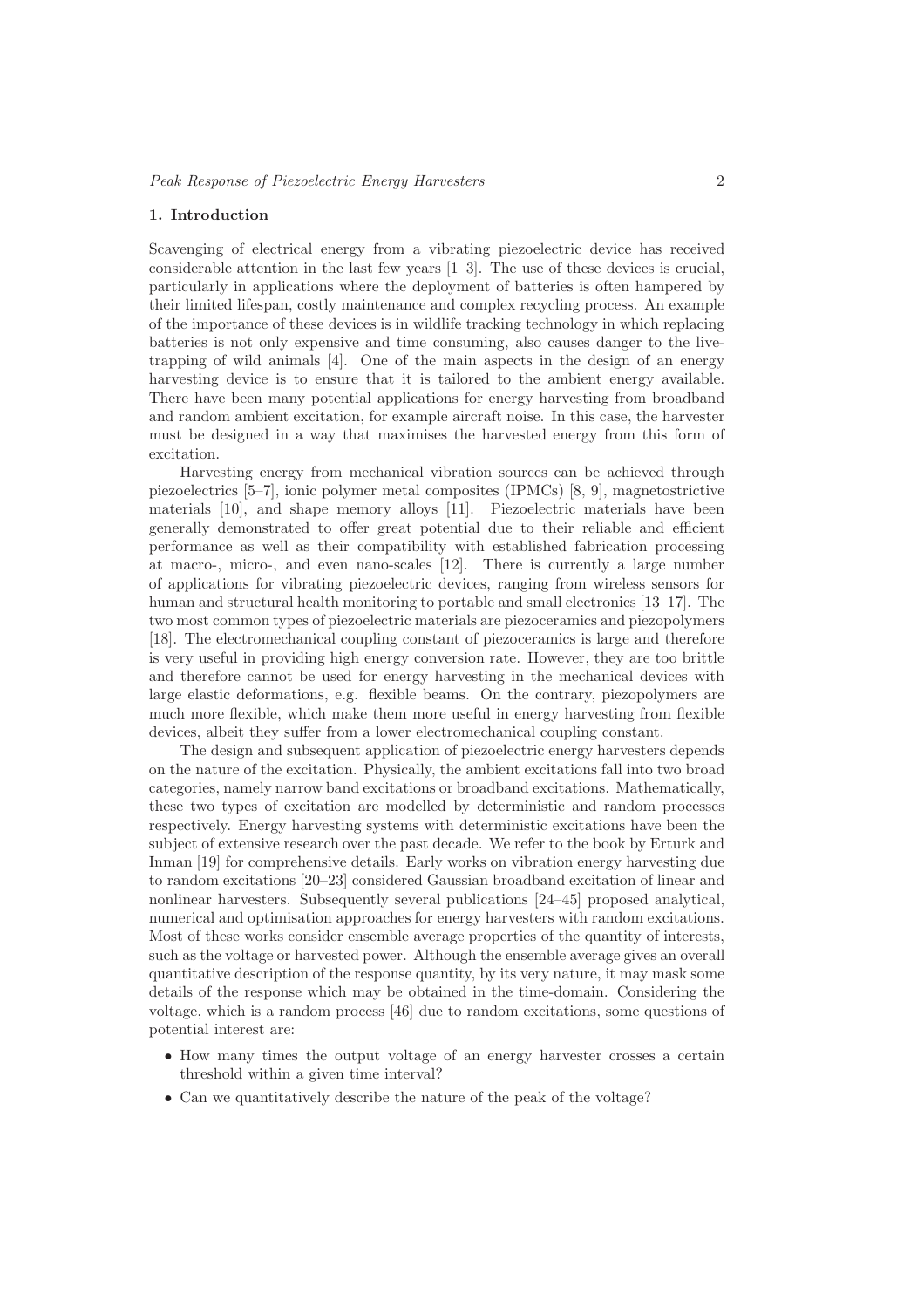## 1. Introduction

Scavenging of electrical energy from a vibrating piezoelectric device has received considerable attention in the last few years [1–3]. The use of these devices is crucial, particularly in applications where the deployment of batteries is often hampered by their limited lifespan, costly maintenance and complex recycling process. An example of the importance of these devices is in wildlife tracking technology in which replacing batteries is not only expensive and time consuming, also causes danger to the live-trapping of wild animals [4]. One of the main aspects in the design of an energy harvesting device is to ensure that it is tailored to the ambient energy available. There have been many potential applications for energy harvesting from broadband and random ambient excitation, for example aircraft noise. In this case, the harvester must be designed in a way that maximises the harvested energy from this form of excitation.

Harvesting energy from mechanical vibration sources can be achieved through piezoelectrics [5–7], ionic polymer metal composites (IPMCs) [8, 9], magnetostrictive materials [10], and shape memory alloys [11]. Piezoelectric materials have been generally demonstrated to offer great potential due to their reliable and efficient performance as well as their compatibility with established fabrication processing at macro-, micro-, and even nano-scales [12]. There is currently a large number of applications for vibrating piezoelectric devices, ranging from wireless sensors for human and structural health monitoring to portable and small electronics [13–17]. The two most common types of piezoelectric materials are piezoceramics and piezopolymers [18]. The electromechanical coupling constant of piezoceramics is large and therefore is very useful in providing high energy conversion rate. However, they are too brittle and therefore cannot be used for energy harvesting in the mechanical devices with large elastic deformations, e.g. flexible beams. On the contrary, piezopolymers are much more flexible, which make them more useful in energy harvesting from flexible devices, albeit they suffer from a lower electromechanical coupling constant.

The design and subsequent application of piezoelectric energy harvesters depends on the nature of the excitation. Physically, the ambient excitations fall into two broad categories, namely narrow band excitations or broadband excitations. Mathematically, these two types of excitation are modelled by deterministic and random processes respectively. Energy harvesting systems with deterministic excitations have been the subject of extensive research over the past decade. We refer to the book by Erturk and Inman [19] for comprehensive details. Early works on vibration energy harvesting due to random excitations [20–23] considered Gaussian broadband excitation of linear and nonlinear harvesters. Subsequently several publications [24–45] proposed analytical, numerical and optimisation approaches for energy harvesters with random excitations. Most of these works consider ensemble average properties of the quantity of interests, such as the voltage or harvested power. Although the ensemble average gives an overall quantitative description of the response quantity, by its very nature, it may mask some details of the response which may be obtained in the time-domain. Considering the voltage, which is a random process [46] due to random excitations, some questions of potential interest are:

- How many times the output voltage of an energy harvester crosses a certain threshold within a given time interval?
- Can we quantitatively describe the nature of the peak of the voltage?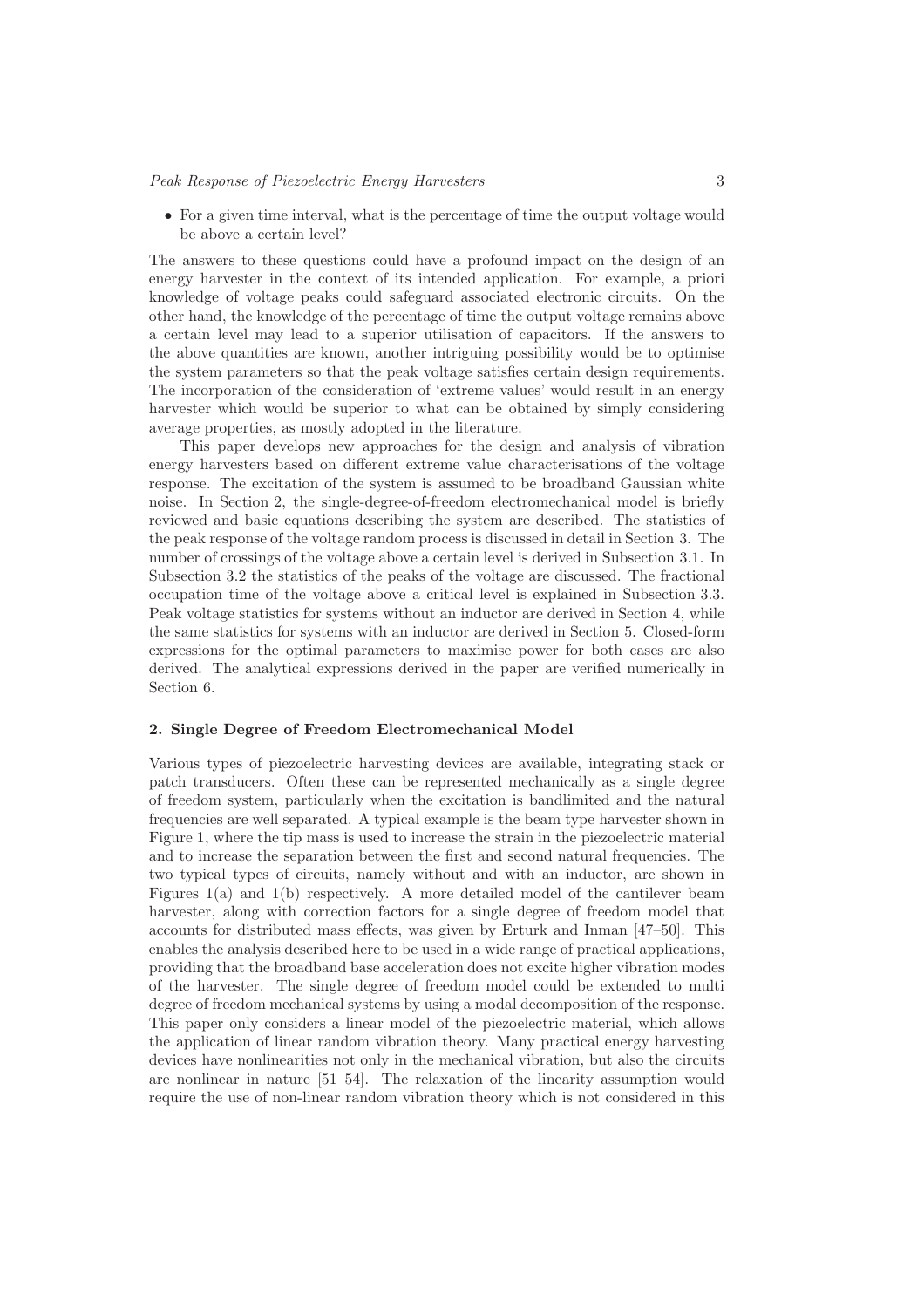- For a given time interval, what is the percentage of time the output voltage would be above a certain level?

The answers to these questions could have a profound impact on the design of an energy harvester in the context of its intended application. For example, a priori knowledge of voltage peaks could safeguard associated electronic circuits. On the other hand, the knowledge of the percentage of time the output voltage remains above a certain level may lead to a superior utilisation of capacitors. If the answers to the above quantities are known, another intriguing possibility would be to optimise the system parameters so that the peak voltage satisfies certain design requirements. The incorporation of the consideration of 'extreme values' would result in an energy harvester which would be superior to what can be obtained by simply considering average properties, as mostly adopted in the literature.

This paper develops new approaches for the design and analysis of vibration energy harvesters based on different extreme value characterisations of the voltage response. The excitation of the system is assumed to be broadband Gaussian white noise. In Section 2, the single-degree-of-freedom electromechanical model is briefly reviewed and basic equations describing the system are described. The statistics of the peak response of the voltage random process is discussed in detail in Section 3. The number of crossings of the voltage above a certain level is derived in Subsection 3.1. In Subsection 3.2 the statistics of the peaks of the voltage are discussed. The fractional occupation time of the voltage above a critical level is explained in Subsection 3.3. Peak voltage statistics for systems without an inductor are derived in Section 4, while the same statistics for systems with an inductor are derived in Section 5. Closed-form expressions for the optimal parameters to maximise power for both cases are also derived. The analytical expressions derived in the paper are verified numerically in Section 6.

## 2. Single Degree of Freedom Electromechanical Model

Various types of piezoelectric harvesting devices are available, integrating stack or patch transducers. Often these can be represented mechanically as a single degree of freedom system, particularly when the excitation is bandlimited and the natural frequencies are well separated. A typical example is the beam type harvester shown in Figure 1, where the tip mass is used to increase the strain in the piezoelectric material and to increase the separation between the first and second natural frequencies. The two typical types of circuits, namely without and with an inductor, are shown in Figures 1(a) and 1(b) respectively. A more detailed model of the cantilever beam harvester, along with correction factors for a single degree of freedom model that accounts for distributed mass effects, was given by Erturk and Inman [47–50]. This enables the analysis described here to be used in a wide range of practical applications, providing that the broadband base acceleration does not excite higher vibration modes of the harvester. The single degree of freedom model could be extended to multi degree of freedom mechanical systems by using a modal decomposition of the response. This paper only considers a linear model of the piezoelectric material, which allows the application of linear random vibration theory. Many practical energy harvesting devices have nonlinearities not only in the mechanical vibration, but also the circuits are nonlinear in nature [51–54]. The relaxation of the linearity assumption would require the use of non-linear random vibration theory which is not considered in this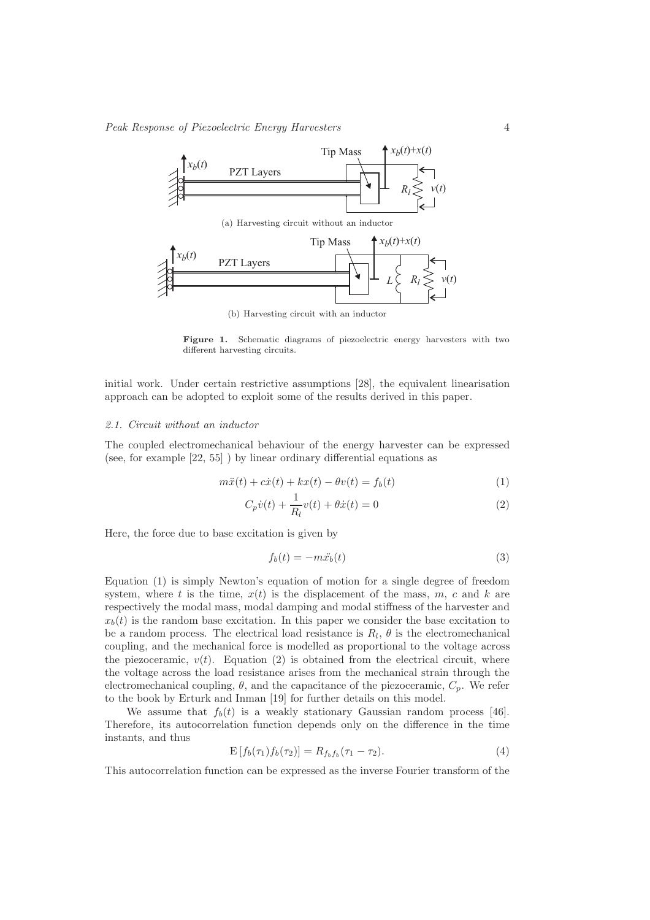(a) Harvesting circuit without an inductor

(b) Harvesting circuit with an inductor

**Figure 1.** Schematic diagrams of piezoelectric energy harvesters with two different harvesting circuits.

initial work. Under certain restrictive assumptions [28], the equivalent linearisation approach can be adopted to exploit some of the results derived in this paper.

### *2.1. Circuit without an inductor*

The coupled electromechanical behaviour of the energy harvester can be expressed (see, for example [22, 55] ) by linear ordinary differential equations as

$$m\ddot{x}(t) + c\dot{x}(t) + kx(t) - \theta v(t) = f_b(t) \tag{1}$$

$$C_p\dot{v}(t) + \frac{1}{R_l}v(t) + \theta\dot{x}(t) = 0 \tag{2}$$

Here, the force due to base excitation is given by

$$f_b(t) = -m\ddot{x}_b(t) \tag{3}$$

Equation (1) is simply Newton's equation of motion for a single degree of freedom system, where $t$ is the time, $x(t)$ is the displacement of the mass, $m$, $c$ and $k$ are respectively the modal mass, modal damping and modal stiffness of the harvester and $x_b(t)$ is the random base excitation. In this paper we consider the base excitation to be a random process. The electrical load resistance is $R_l$, $\theta$ is the electromechanical coupling, and the mechanical force is modelled as proportional to the voltage across the piezoceramic, $v(t)$. Equation (2) is obtained from the electrical circuit, where the voltage across the load resistance arises from the mechanical strain through the electromechanical coupling, $\theta$, and the capacitance of the piezoceramic, $C_p$. We refer to the book by Erturk and Inman [19] for further details on this model.

We assume that $f_b(t)$ is a weakly stationary Gaussian random process [46]. Therefore, its autocorrelation function depends only on the difference in the time instants, and thus

$$\mathrm{E}\left[f_b(\tau_1)f_b(\tau_2)\right] = R_{f_bf_b}(\tau_1 - \tau_2). \tag{4}$$

This autocorrelation function can be expressed as the inverse Fourier transform of the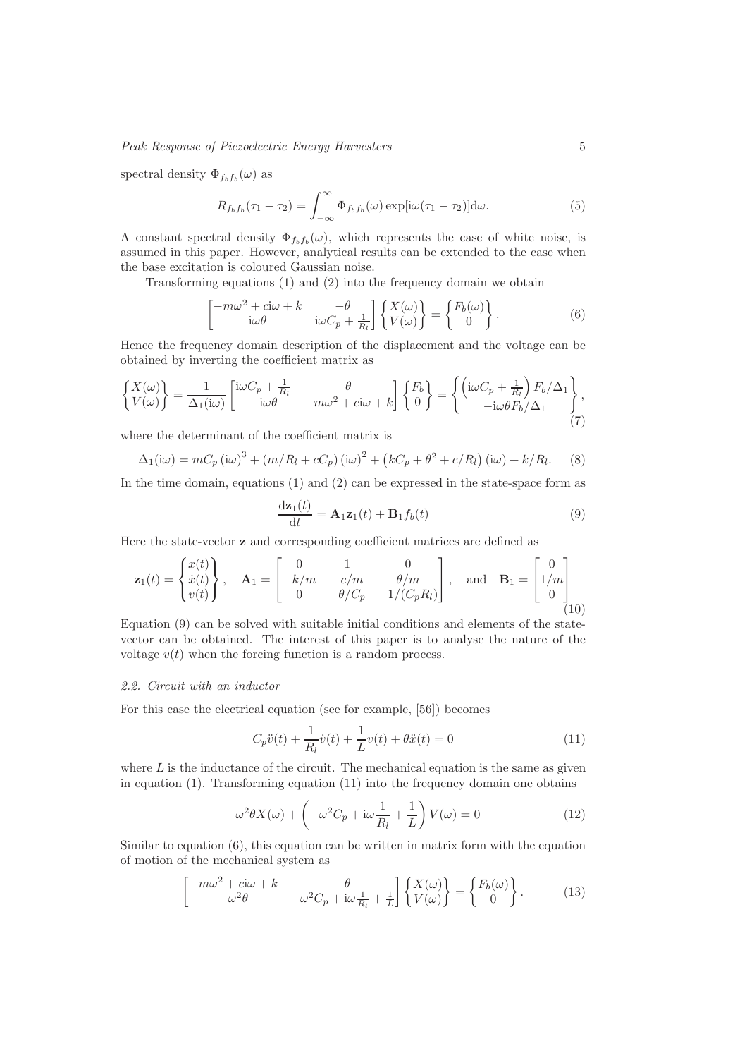spectral density $\Phi_{f_b f_b}(\omega)$ as

$$R_{f_b f_b}(\tau_1 - \tau_2) = \int_{-\infty}^{\infty} \Phi_{f_b f_b}(\omega) \exp[\mathrm{i}\omega(\tau_1 - \tau_2)] \mathrm{d}\omega. \tag{5}$$

A constant spectral density $\Phi_{f_b f_b}(\omega)$, which represents the case of white noise, is assumed in this paper. However, analytical results can be extended to the case when the base excitation is coloured Gaussian noise.

Transforming equations (1) and (2) into the frequency domain we obtain

$$\begin{bmatrix} -m\omega^2 + c\mathrm{i}\omega + k & -\theta \\ \mathrm{i}\omega\theta & \mathrm{i}\omega C_p + \frac{1}{R_l} \end{bmatrix} \begin{Bmatrix} X(\omega) \\ V(\omega) \end{Bmatrix} = \begin{Bmatrix} F_b(\omega) \\ 0 \end{Bmatrix}. \tag{6}$$

Hence the frequency domain description of the displacement and the voltage can be obtained by inverting the coefficient matrix as

$$\begin{Bmatrix} X(\omega) \\ V(\omega) \end{Bmatrix} = \frac{1}{\Delta_1(\mathrm{i}\omega)} \begin{bmatrix} \mathrm{i}\omega C_p + \frac{1}{R_l} & \theta \\ -\mathrm{i}\omega\theta & -m\omega^2 + c\mathrm{i}\omega + k \end{bmatrix} \begin{Bmatrix} F_b \\ 0 \end{Bmatrix} = \begin{Bmatrix} \left(\mathrm{i}\omega C_p + \frac{1}{R_l}\right) F_b/\Delta_1 \\ -\mathrm{i}\omega\theta F_b/\Delta_1 \end{Bmatrix}, \tag{7}$$

where the determinant of the coefficient matrix is

$$\Delta_1(\mathrm{i}\omega) = mC_p\,(\mathrm{i}\omega)^3 + (m/R_l + cC_p)\,(\mathrm{i}\omega)^2 + \left(kC_p + \theta^2 + c/R_l\right)(\mathrm{i}\omega) + k/R_l. \tag{8}$$

In the time domain, equations (1) and (2) can be expressed in the state-space form as

$$\frac{\mathrm{d}\mathbf{z}_1(t)}{\mathrm{d}t} = \mathbf{A}_1 \mathbf{z}_1(t) + \mathbf{B}_1 f_b(t) \tag{9}$$

Here the state-vector $\mathbf{z}$ and corresponding coefficient matrices are defined as

$$\mathbf{z}_1(t) = \begin{Bmatrix} x(t) \\ \dot{x}(t) \\ v(t) \end{Bmatrix}, \quad \mathbf{A}_1 = \begin{bmatrix} 0 & 1 & 0 \\ -k/m & -c/m & \theta/m \\ 0 & -\theta/C_p & -1/(C_p R_l) \end{bmatrix}, \quad \text{and} \quad \mathbf{B}_1 = \begin{bmatrix} 0 \\ 1/m \\ 0 \end{bmatrix} \tag{10}$$

Equation (9) can be solved with suitable initial conditions and elements of the state-vector can be obtained. The interest of this paper is to analyse the nature of the voltage $v(t)$ when the forcing function is a random process.

### 2.2. Circuit with an inductor

For this case the electrical equation (see for example, [56]) becomes

$$C_p \ddot{v}(t) + \frac{1}{R_l}\dot{v}(t) + \frac{1}{L}v(t) + \theta\ddot{x}(t) = 0 \tag{11}$$

where $L$ is the inductance of the circuit. The mechanical equation is the same as given in equation (1). Transforming equation (11) into the frequency domain one obtains

$$-\omega^2\theta X(\omega) + \left(-\omega^2 C_p + \mathrm{i}\omega\frac{1}{R_l} + \frac{1}{L}\right) V(\omega) = 0 \tag{12}$$

Similar to equation (6), this equation can be written in matrix form with the equation of motion of the mechanical system as

$$\begin{bmatrix} -m\omega^2 + c\mathrm{i}\omega + k & -\theta \\ -\omega^2\theta & -\omega^2 C_p + \mathrm{i}\omega\frac{1}{R_l} + \frac{1}{L} \end{bmatrix} \begin{Bmatrix} X(\omega) \\ V(\omega) \end{Bmatrix} = \begin{Bmatrix} F_b(\omega) \\ 0 \end{Bmatrix}. \tag{13}$$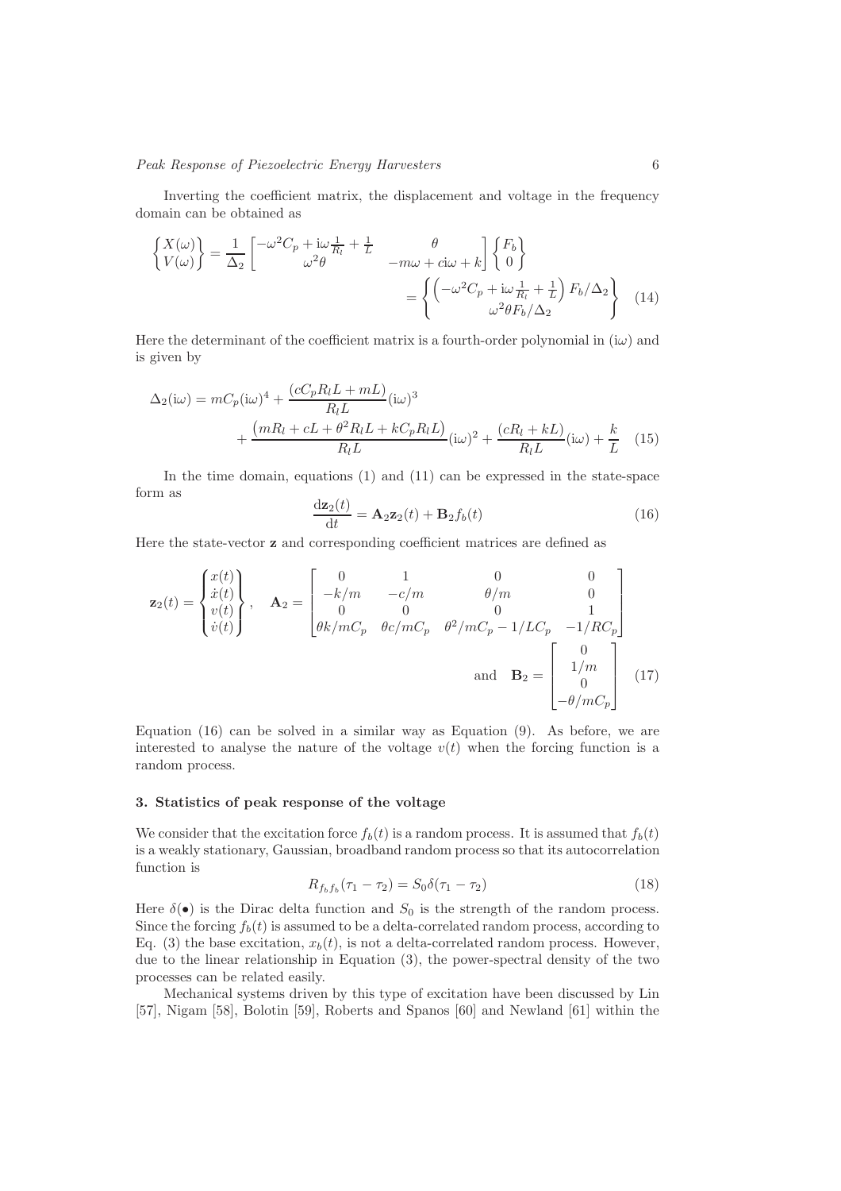Inverting the coefficient matrix, the displacement and voltage in the frequency domain can be obtained as

$$
\begin{Bmatrix} X(\omega) \\ V(\omega) \end{Bmatrix} = \frac{1}{\Delta_2} \begin{bmatrix} -\omega^2 C_p + \mathrm{i}\omega \frac{1}{R_l} + \frac{1}{L} & \theta \\ \omega^2 \theta & -m\omega + c\mathrm{i}\omega + k \end{bmatrix} \begin{Bmatrix} F_b \\ 0 \end{Bmatrix} = \begin{Bmatrix} \left( -\omega^2 C_p + \mathrm{i}\omega \frac{1}{R_l} + \frac{1}{L} \right) F_b / \Delta_2 \\ \omega^2 \theta F_b / \Delta_2 \end{Bmatrix} \quad (14)
$$

Here the determinant of the coefficient matrix is a fourth-order polynomial in $(\mathrm{i}\omega)$ and is given by

$$
\Delta_2(\mathrm{i}\omega) = mC_p(\mathrm{i}\omega)^4 + \frac{(cC_pR_lL + mL)}{R_lL}(\mathrm{i}\omega)^3 + \frac{\left(mR_l + cL + \theta^2 R_l L + kC_pR_lL\right)}{R_lL}(\mathrm{i}\omega)^2 + \frac{(cR_l + kL)}{R_lL}(\mathrm{i}\omega) + \frac{k}{L} \quad (15)
$$

In the time domain, equations (1) and (11) can be expressed in the state-space form as

$$
\frac{\mathrm{d}\mathbf{z}_2(t)}{\mathrm{d}t} = \mathbf{A}_2 \mathbf{z}_2(t) + \mathbf{B}_2 f_b(t) \quad (16)
$$

Here the state-vector $\mathbf{z}$ and corresponding coefficient matrices are defined as

$$
\mathbf{z}_2(t) = \begin{Bmatrix} x(t) \\ \dot{x}(t) \\ v(t) \\ \dot{v}(t) \end{Bmatrix}, \quad \mathbf{A}_2 = \begin{bmatrix} 0 & 1 & 0 & 0 \\ -k/m & -c/m & \theta/m & 0 \\ 0 & 0 & 0 & 1 \\ \theta k/mC_p & \theta c/mC_p & \theta^2/mC_p - 1/LC_p & -1/RC_p \end{bmatrix} \quad \text{and} \quad \mathbf{B}_2 = \begin{bmatrix} 0 \\ 1/m \\ 0 \\ -\theta/mC_p \end{bmatrix} \quad (17)
$$

Equation (16) can be solved in a similar way as Equation (9). As before, we are interested to analyse the nature of the voltage $v(t)$ when the forcing function is a random process.

## 3. Statistics of peak response of the voltage

We consider that the excitation force $f_b(t)$ is a random process. It is assumed that $f_b(t)$ is a weakly stationary, Gaussian, broadband random process so that its autocorrelation function is

$$
R_{f_b f_b}(\tau_1 - \tau_2) = S_0 \delta(\tau_1 - \tau_2) \quad (18)
$$

Here $\delta(\bullet)$ is the Dirac delta function and $S_0$ is the strength of the random process. Since the forcing $f_b(t)$ is assumed to be a delta-correlated random process, according to Eq. (3) the base excitation, $x_b(t)$, is not a delta-correlated random process. However, due to the linear relationship in Equation (3), the power-spectral density of the two processes can be related easily.

Mechanical systems driven by this type of excitation have been discussed by Lin [57], Nigam [58], Bolotin [59], Roberts and Spanos [60] and Newland [61] within the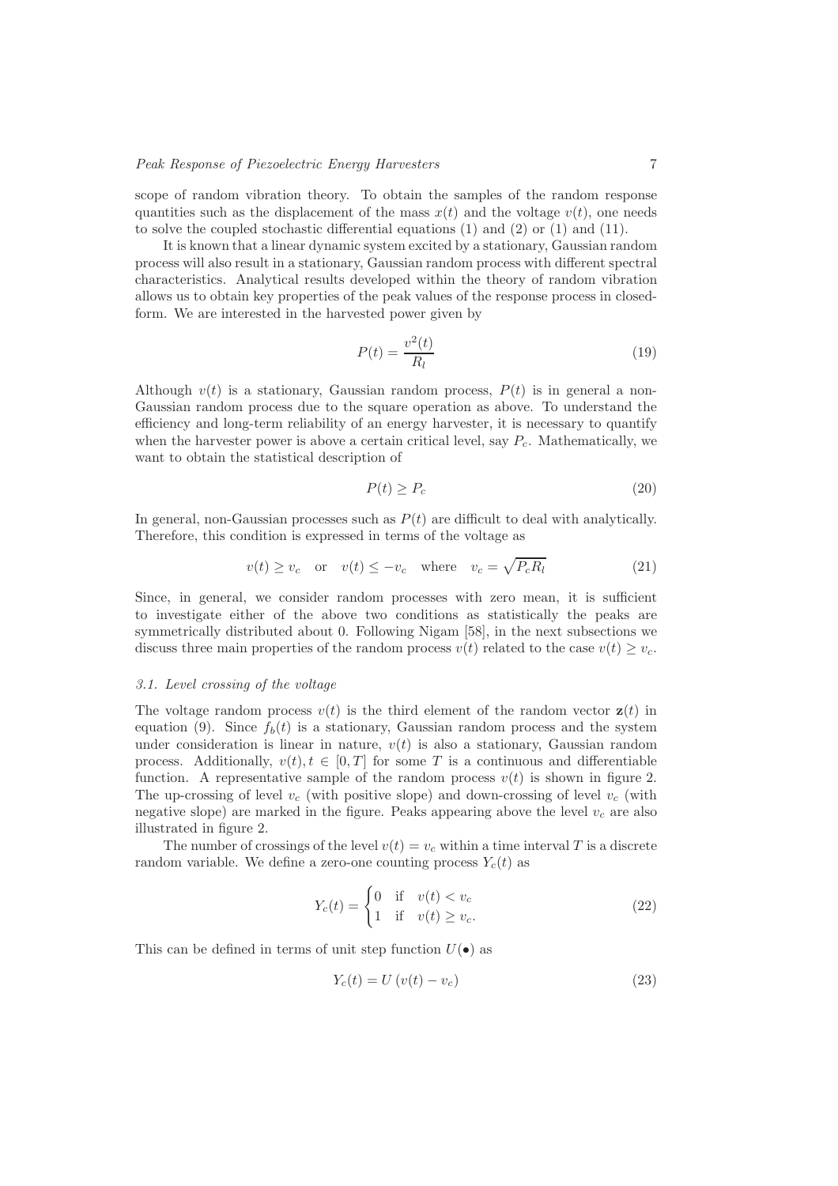scope of random vibration theory. To obtain the samples of the random response quantities such as the displacement of the mass $x(t)$ and the voltage $v(t)$, one needs to solve the coupled stochastic differential equations (1) and (2) or (1) and (11).

It is known that a linear dynamic system excited by a stationary, Gaussian random process will also result in a stationary, Gaussian random process with different spectral characteristics. Analytical results developed within the theory of random vibration allows us to obtain key properties of the peak values of the response process in closed-form. We are interested in the harvested power given by

$$P(t) = \frac{v^2(t)}{R_l} \tag{19}$$

Although $v(t)$ is a stationary, Gaussian random process, $P(t)$ is in general a non-Gaussian random process due to the square operation as above. To understand the efficiency and long-term reliability of an energy harvester, it is necessary to quantify when the harvester power is above a certain critical level, say $P_c$. Mathematically, we want to obtain the statistical description of

$$P(t) \geq P_c \tag{20}$$

In general, non-Gaussian processes such as $P(t)$ are difficult to deal with analytically. Therefore, this condition is expressed in terms of the voltage as

$$v(t) \geq v_c \quad \text{or} \quad v(t) \leq -v_c \quad \text{where} \quad v_c = \sqrt{P_c R_l} \tag{21}$$

Since, in general, we consider random processes with zero mean, it is sufficient to investigate either of the above two conditions as statistically the peaks are symmetrically distributed about 0. Following Nigam [58], in the next subsections we discuss three main properties of the random process $v(t)$ related to the case $v(t) \geq v_c$.

### *3.1. Level crossing of the voltage*

The voltage random process $v(t)$ is the third element of the random vector $\mathbf{z}(t)$ in equation (9). Since $f_b(t)$ is a stationary, Gaussian random process and the system under consideration is linear in nature, $v(t)$ is also a stationary, Gaussian random process. Additionally, $v(t), t \in [0, T]$ for some $T$ is a continuous and differentiable function. A representative sample of the random process $v(t)$ is shown in figure 2. The up-crossing of level $v_c$ (with positive slope) and down-crossing of level $v_c$ (with negative slope) are marked in the figure. Peaks appearing above the level $v_c$ are also illustrated in figure 2.

The number of crossings of the level $v(t) = v_c$ within a time interval $T$ is a discrete random variable. We define a zero-one counting process $Y_c(t)$ as

$$Y_c(t) = \begin{cases} 0 & \text{if} \quad v(t) < v_c \\ 1 & \text{if} \quad v(t) \geq v_c. \end{cases} \tag{22}$$

This can be defined in terms of unit step function $U(\bullet)$ as

$$Y_c(t) = U\left(v(t) - v_c\right) \tag{23}$$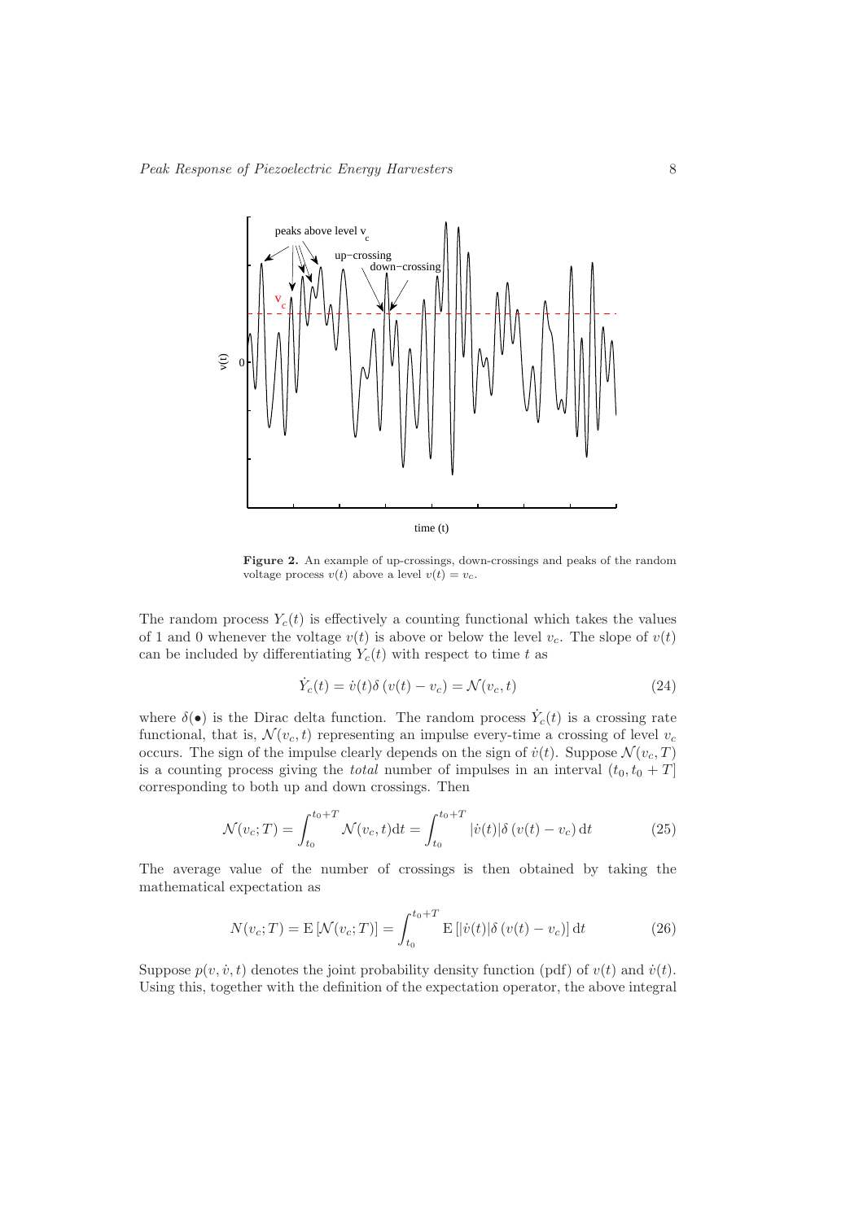**Figure 2.** An example of up-crossings, down-crossings and peaks of the random voltage process $v(t)$ above a level $v(t) = v_c$.

The random process $Y_c(t)$ is effectively a counting functional which takes the values of 1 and 0 whenever the voltage $v(t)$ is above or below the level $v_c$. The slope of $v(t)$ can be included by differentiating $Y_c(t)$ with respect to time $t$ as

$$\dot{Y}_c(t) = \dot{v}(t)\delta\left(v(t) - v_c\right) = \mathcal{N}(v_c, t) \tag{24}$$

where $\delta(\bullet)$ is the Dirac delta function. The random process $\dot{Y}_c(t)$ is a crossing rate functional, that is, $\mathcal{N}(v_c, t)$ representing an impulse every-time a crossing of level $v_c$ occurs. The sign of the impulse clearly depends on the sign of $\dot{v}(t)$. Suppose $\mathcal{N}(v_c, T)$ is a counting process giving the *total* number of impulses in an interval $(t_0, t_0 + T]$ corresponding to both up and down crossings. Then

$$\mathcal{N}(v_c; T) = \int_{t_0}^{t_0+T} \mathcal{N}(v_c, t)\mathrm{d}t = \int_{t_0}^{t_0+T} |\dot{v}(t)|\delta\left(v(t) - v_c\right)\mathrm{d}t \tag{25}$$

The average value of the number of crossings is then obtained by taking the mathematical expectation as

$$N(v_c; T) = \mathrm{E}\left[\mathcal{N}(v_c; T)\right] = \int_{t_0}^{t_0+T} \mathrm{E}\left[|\dot{v}(t)|\delta\left(v(t) - v_c\right)\right]\mathrm{d}t \tag{26}$$

Suppose $p(v, \dot{v}, t)$ denotes the joint probability density function (pdf) of $v(t)$ and $\dot{v}(t)$. Using this, together with the definition of the expectation operator, the above integral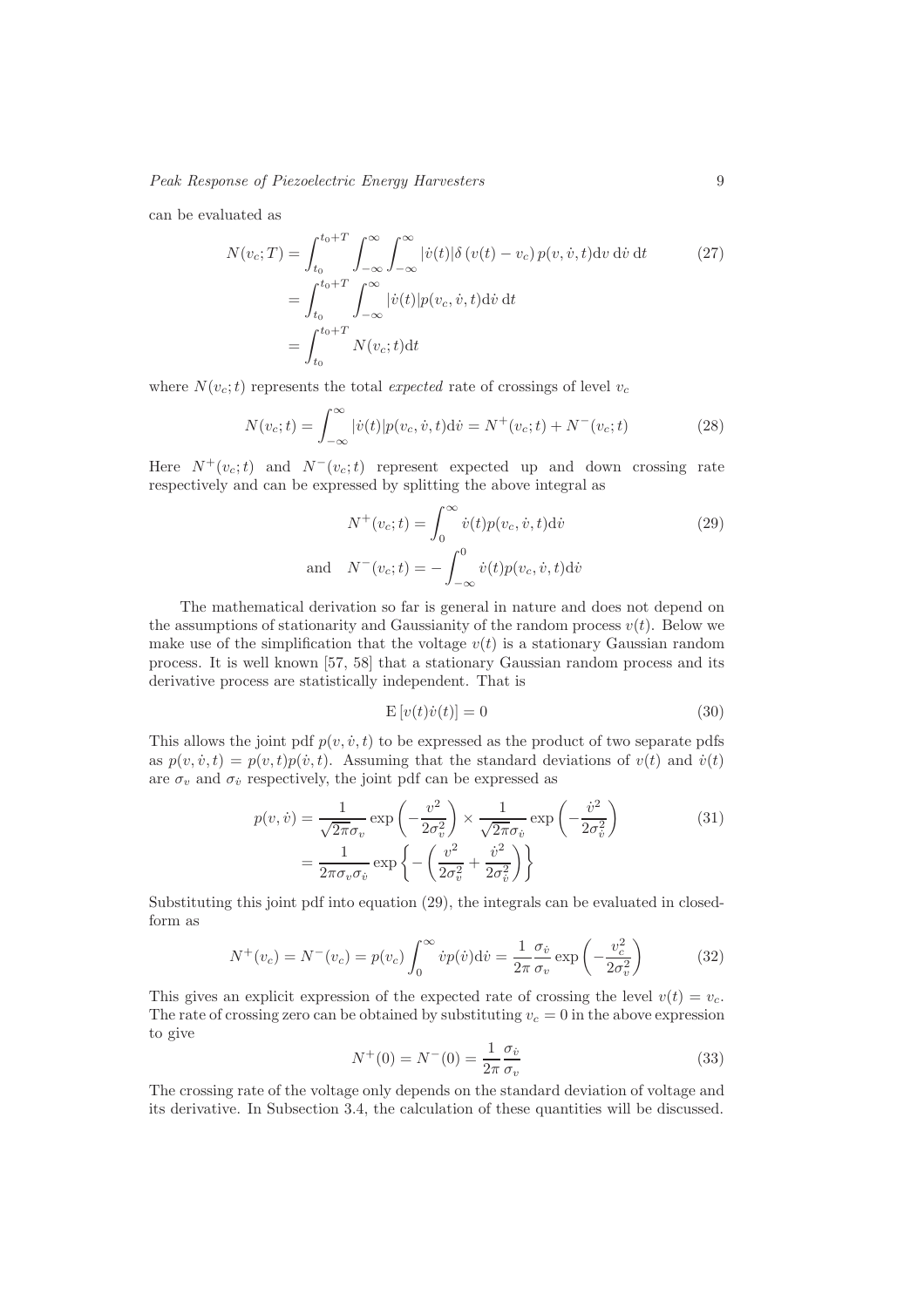can be evaluated as

$$
\begin{aligned}
N(v_c;T) &= \int_{t_0}^{t_0+T} \int_{-\infty}^{\infty} \int_{-\infty}^{\infty} |\dot{v}(t)| \delta\left(v(t) - v_c\right) p(v, \dot{v}, t) \mathrm{d}v \, \mathrm{d}\dot{v} \, \mathrm{d}t \\
&= \int_{t_0}^{t_0+T} \int_{-\infty}^{\infty} |\dot{v}(t)| p(v_c, \dot{v}, t) \mathrm{d}\dot{v} \, \mathrm{d}t \\
&= \int_{t_0}^{t_0+T} N(v_c;t) \mathrm{d}t
\end{aligned}
\tag{27}
$$

where $N(v_c;t)$ represents the total *expected* rate of crossings of level $v_c$

$$
N(v_c;t) = \int_{-\infty}^{\infty} |\dot{v}(t)| p(v_c, \dot{v}, t) \mathrm{d}\dot{v} = N^+(v_c;t) + N^-(v_c;t) \tag{28}
$$

Here $N^+(v_c;t)$ and $N^-(v_c;t)$ represent expected up and down crossing rate respectively and can be expressed by splitting the above integral as

$$
\begin{aligned}
N^+(v_c;t) &= \int_{0}^{\infty} \dot{v}(t) p(v_c, \dot{v}, t) \mathrm{d}\dot{v} \\
\text{and} \quad N^-(v_c;t) &= -\int_{-\infty}^{0} \dot{v}(t) p(v_c, \dot{v}, t) \mathrm{d}\dot{v}
\end{aligned}
\tag{29}
$$

The mathematical derivation so far is general in nature and does not depend on the assumptions of stationarity and Gaussianity of the random process $v(t)$. Below we make use of the simplification that the voltage $v(t)$ is a stationary Gaussian random process. It is well known [57, 58] that a stationary Gaussian random process and its derivative process are statistically independent. That is

$$
\mathrm{E}\left[v(t)\dot{v}(t)\right] = 0 \tag{30}
$$

This allows the joint pdf $p(v, \dot{v}, t)$ to be expressed as the product of two separate pdfs as $p(v, \dot{v}, t) = p(v, t)p(\dot{v}, t)$. Assuming that the standard deviations of $v(t)$ and $\dot{v}(t)$ are $\sigma_v$ and $\sigma_{\dot{v}}$ respectively, the joint pdf can be expressed as

$$
\begin{aligned}
p(v, \dot{v}) &= \frac{1}{\sqrt{2\pi}\sigma_v} \exp\left(-\frac{v^2}{2\sigma_v^2}\right) \times \frac{1}{\sqrt{2\pi}\sigma_{\dot{v}}} \exp\left(-\frac{\dot{v}^2}{2\sigma_{\dot{v}}^2}\right) \\
&= \frac{1}{2\pi\sigma_v\sigma_{\dot{v}}} \exp\left\{-\left(\frac{v^2}{2\sigma_v^2} + \frac{\dot{v}^2}{2\sigma_{\dot{v}}^2}\right)\right\}
\end{aligned}
\tag{31}
$$

Substituting this joint pdf into equation (29), the integrals can be evaluated in closed-form as

$$
N^+(v_c) = N^-(v_c) = p(v_c) \int_0^{\infty} \dot{v} p(\dot{v}) \mathrm{d}\dot{v} = \frac{1}{2\pi} \frac{\sigma_{\dot{v}}}{\sigma_v} \exp\left(-\frac{v_c^2}{2\sigma_v^2}\right) \tag{32}
$$

This gives an explicit expression of the expected rate of crossing the level $v(t) = v_c$. The rate of crossing zero can be obtained by substituting $v_c = 0$ in the above expression to give

$$
N^+(0) = N^-(0) = \frac{1}{2\pi} \frac{\sigma_{\dot{v}}}{\sigma_v} \tag{33}
$$

The crossing rate of the voltage only depends on the standard deviation of voltage and its derivative. In Subsection 3.4, the calculation of these quantities will be discussed.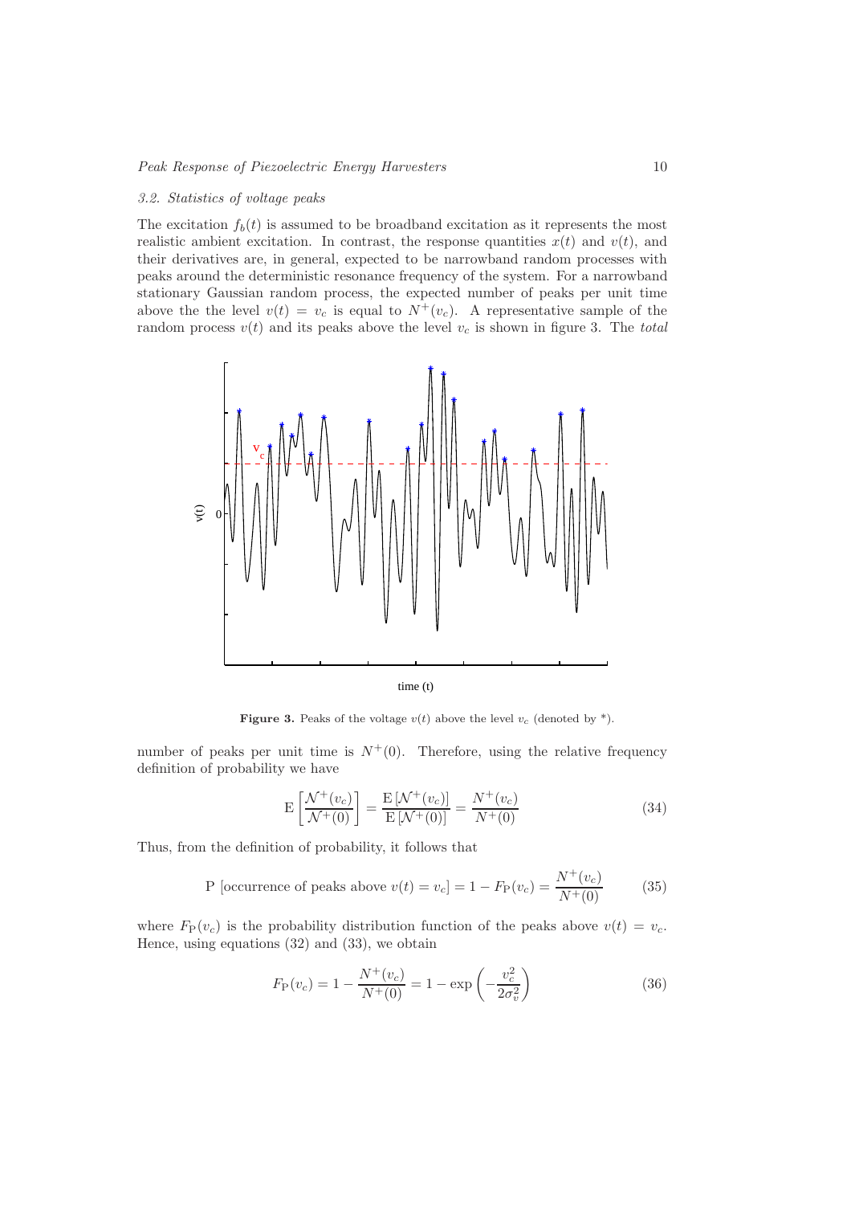### 3.2. Statistics of voltage peaks

The excitation $f_b(t)$ is assumed to be broadband excitation as it represents the most realistic ambient excitation. In contrast, the response quantities $x(t)$ and $v(t)$, and their derivatives are, in general, expected to be narrowband random processes with peaks around the deterministic resonance frequency of the system. For a narrowband stationary Gaussian random process, the expected number of peaks per unit time above the the level $v(t) = v_c$ is equal to $N^+(v_c)$. A representative sample of the random process $v(t)$ and its peaks above the level $v_c$ is shown in figure 3. The *total* number of peaks per unit time is $N^+(0)$. Therefore, using the relative frequency definition of probability we have

**Figure 3.** Peaks of the voltage $v(t)$ above the level $v_c$ (denoted by *).

$$\mathrm{E}\left[\frac{\mathcal{N}^+(v_c)}{\mathcal{N}^+(0)}\right] = \frac{\mathrm{E}\left[\mathcal{N}^+(v_c)\right]}{\mathrm{E}\left[\mathcal{N}^+(0)\right]} = \frac{N^+(v_c)}{N^+(0)} \tag{34}$$

Thus, from the definition of probability, it follows that

$$\mathrm{P}\ [\text{occurrence of peaks above } v(t) = v_c] = 1 - F_{\mathrm{P}}(v_c) = \frac{N^+(v_c)}{N^+(0)} \tag{35}$$

where $F_{\mathrm{P}}(v_c)$ is the probability distribution function of the peaks above $v(t) = v_c$. Hence, using equations (32) and (33), we obtain

$$F_{\mathrm{P}}(v_c) = 1 - \frac{N^+(v_c)}{N^+(0)} = 1 - \exp\left(-\frac{v_c^2}{2\sigma_v^2}\right) \tag{36}$$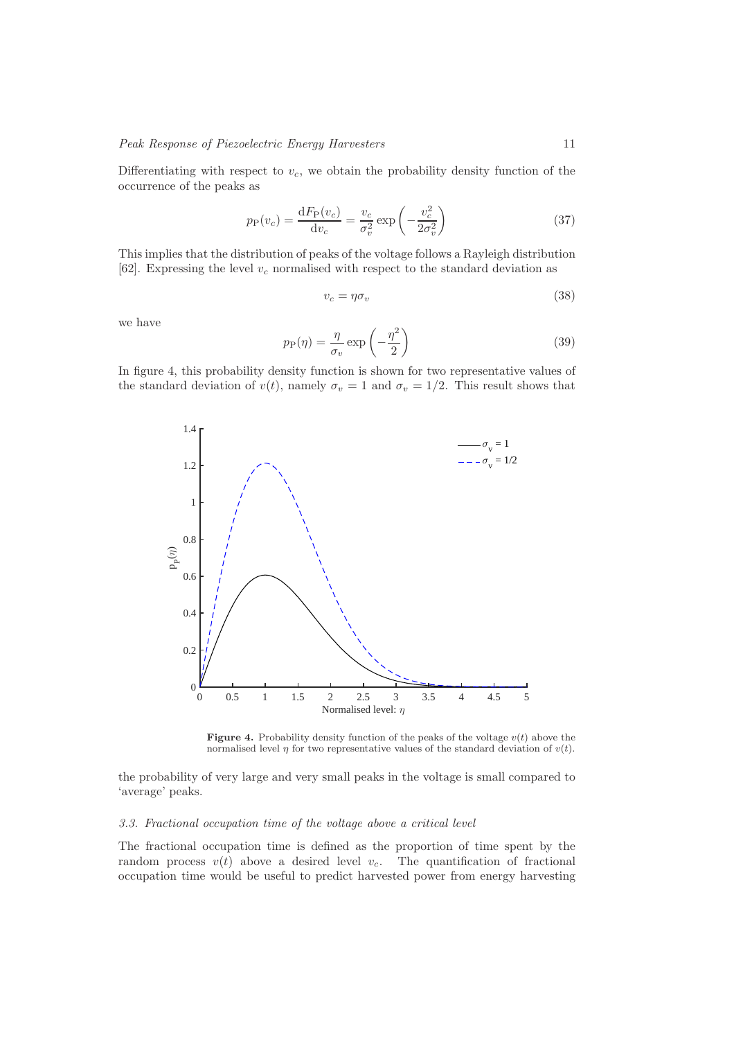Differentiating with respect to $v_c$, we obtain the probability density function of the occurrence of the peaks as

$$p_{\mathrm{P}}(v_c) = \frac{\mathrm{d}F_{\mathrm{P}}(v_c)}{\mathrm{d}v_c} = \frac{v_c}{\sigma_v^2} \exp\left(-\frac{v_c^2}{2\sigma_v^2}\right) \tag{37}$$

This implies that the distribution of peaks of the voltage follows a Rayleigh distribution [62]. Expressing the level $v_c$ normalised with respect to the standard deviation as

$$v_c = \eta \sigma_v \tag{38}$$

we have

$$p_{\mathrm{P}}(\eta) = \frac{\eta}{\sigma_v} \exp\left(-\frac{\eta^2}{2}\right) \tag{39}$$

In figure 4, this probability density function is shown for two representative values of the standard deviation of $v(t)$, namely $\sigma_v = 1$ and $\sigma_v = 1/2$. This result shows that the probability of very large and very small peaks in the voltage is small compared to 'average' peaks.

**Figure 4.** Probability density function of the peaks of the voltage $v(t)$ above the normalised level $\eta$ for two representative values of the standard deviation of $v(t)$.

### 3.3. Fractional occupation time of the voltage above a critical level

The fractional occupation time is defined as the proportion of time spent by the random process $v(t)$ above a desired level $v_c$. The quantification of fractional occupation time would be useful to predict harvested power from energy harvesting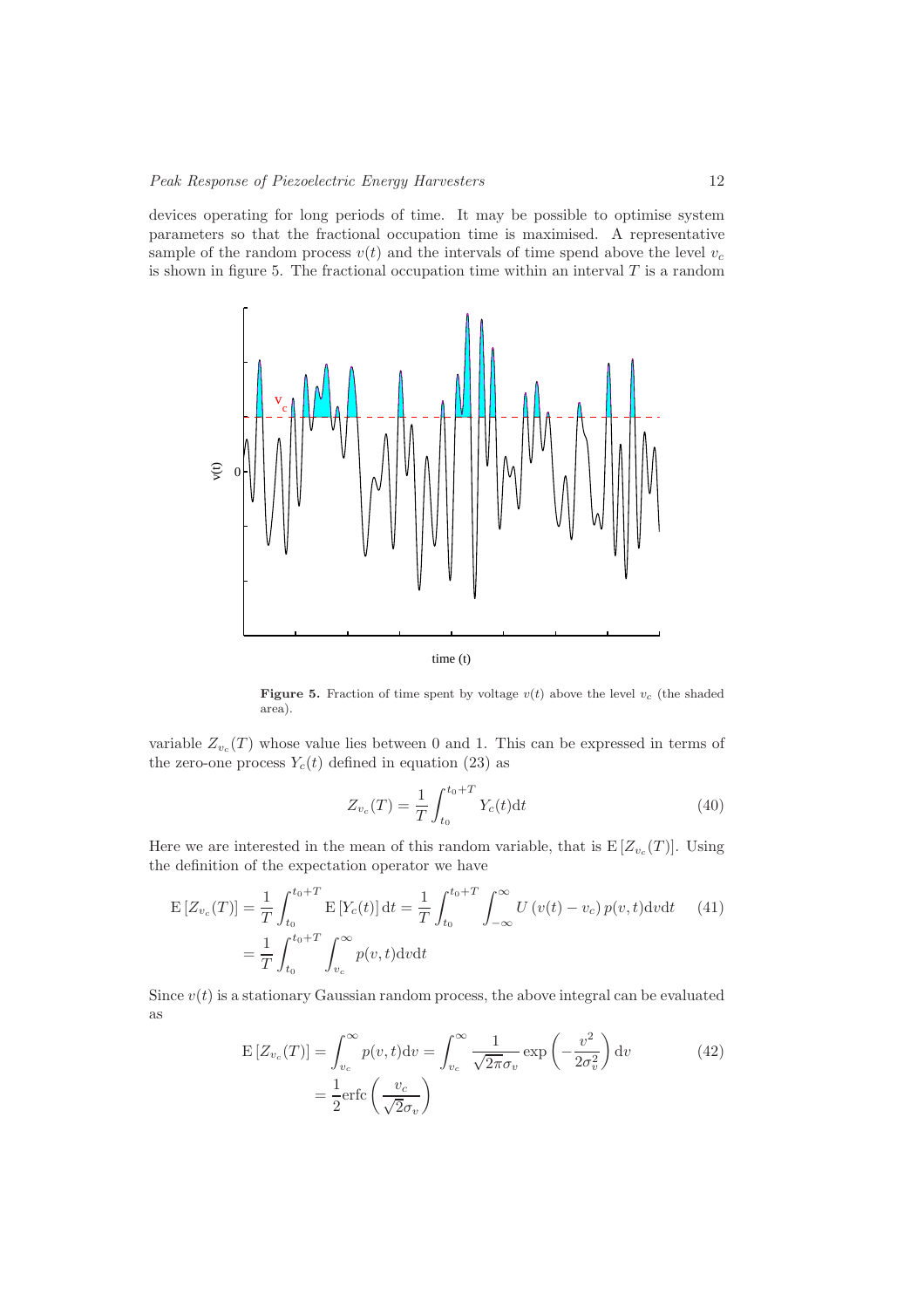devices operating for long periods of time. It may be possible to optimise system parameters so that the fractional occupation time is maximised. A representative sample of the random process $v(t)$ and the intervals of time spend above the level $v_c$ is shown in figure 5. The fractional occupation time within an interval $T$ is a random

**Figure 5.** Fraction of time spent by voltage $v(t)$ above the level $v_c$ (the shaded area).

variable $Z_{v_c}(T)$ whose value lies between 0 and 1. This can be expressed in terms of the zero-one process $Y_c(t)$ defined in equation (23) as

$$Z_{v_c}(T) = \frac{1}{T} \int_{t_0}^{t_0+T} Y_c(t) \mathrm{d}t \tag{40}$$

Here we are interested in the mean of this random variable, that is $\mathrm{E}\left[Z_{v_c}(T)\right]$. Using the definition of the expectation operator we have

$$\begin{aligned} \mathrm{E}\left[Z_{v_c}(T)\right] &= \frac{1}{T} \int_{t_0}^{t_0+T} \mathrm{E}\left[Y_c(t)\right] \mathrm{d}t = \frac{1}{T} \int_{t_0}^{t_0+T} \int_{-\infty}^{\infty} U\left(v(t) - v_c\right) p(v,t) \mathrm{d}v \mathrm{d}t \\ &= \frac{1}{T} \int_{t_0}^{t_0+T} \int_{v_c}^{\infty} p(v,t) \mathrm{d}v \mathrm{d}t \end{aligned} \tag{41}$$

Since $v(t)$ is a stationary Gaussian random process, the above integral can be evaluated as

$$\begin{aligned} \mathrm{E}\left[Z_{v_c}(T)\right] &= \int_{v_c}^{\infty} p(v,t) \mathrm{d}v = \int_{v_c}^{\infty} \frac{1}{\sqrt{2\pi}\sigma_v} \exp\left(-\frac{v^2}{2\sigma_v^2}\right) \mathrm{d}v \\ &= \frac{1}{2} \mathrm{erfc}\left(\frac{v_c}{\sqrt{2}\sigma_v}\right) \end{aligned} \tag{42}$$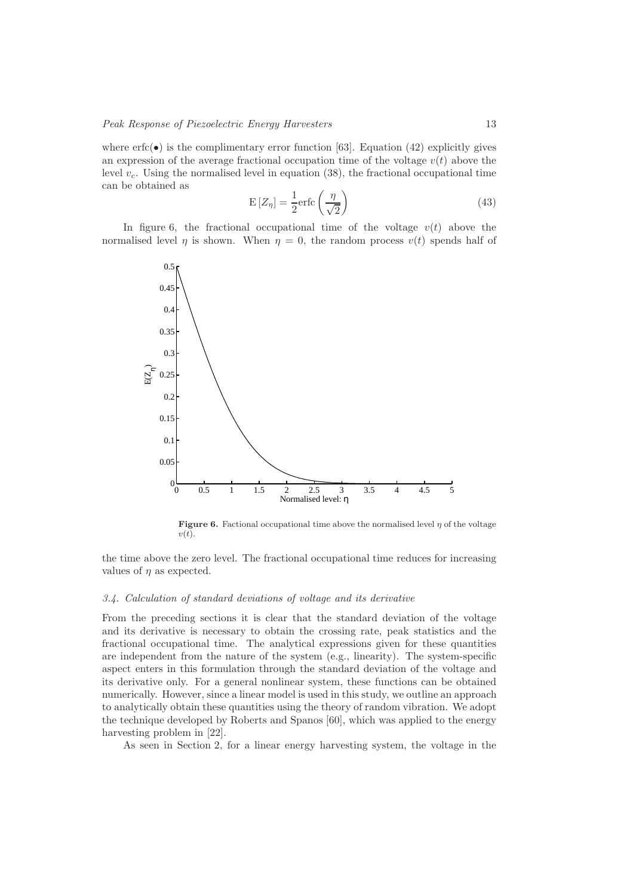where erfc(•) is the complimentary error function [63]. Equation (42) explicitly gives an expression of the average fractional occupation time of the voltage $v(t)$ above the level $v_c$. Using the normalised level in equation (38), the fractional occupational time can be obtained as

$$\mathrm{E}\left[Z_\eta\right] = \frac{1}{2}\mathrm{erfc}\left(\frac{\eta}{\sqrt{2}}\right) \tag{43}$$

In figure 6, the fractional occupational time of the voltage $v(t)$ above the normalised level $\eta$ is shown. When $\eta = 0$, the random process $v(t)$ spends half of the time above the zero level. The fractional occupational time reduces for increasing values of $\eta$ as expected.

**Figure 6.** Factional occupational time above the normalised level $\eta$ of the voltage $v(t)$.

### 3.4. Calculation of standard deviations of voltage and its derivative

From the preceding sections it is clear that the standard deviation of the voltage and its derivative is necessary to obtain the crossing rate, peak statistics and the fractional occupational time. The analytical expressions given for these quantities are independent from the nature of the system (e.g., linearity). The system-specific aspect enters in this formulation through the standard deviation of the voltage and its derivative only. For a general nonlinear system, these functions can be obtained numerically. However, since a linear model is used in this study, we outline an approach to analytically obtain these quantities using the theory of random vibration. We adopt the technique developed by Roberts and Spanos [60], which was applied to the energy harvesting problem in [22].

As seen in Section 2, for a linear energy harvesting system, the voltage in the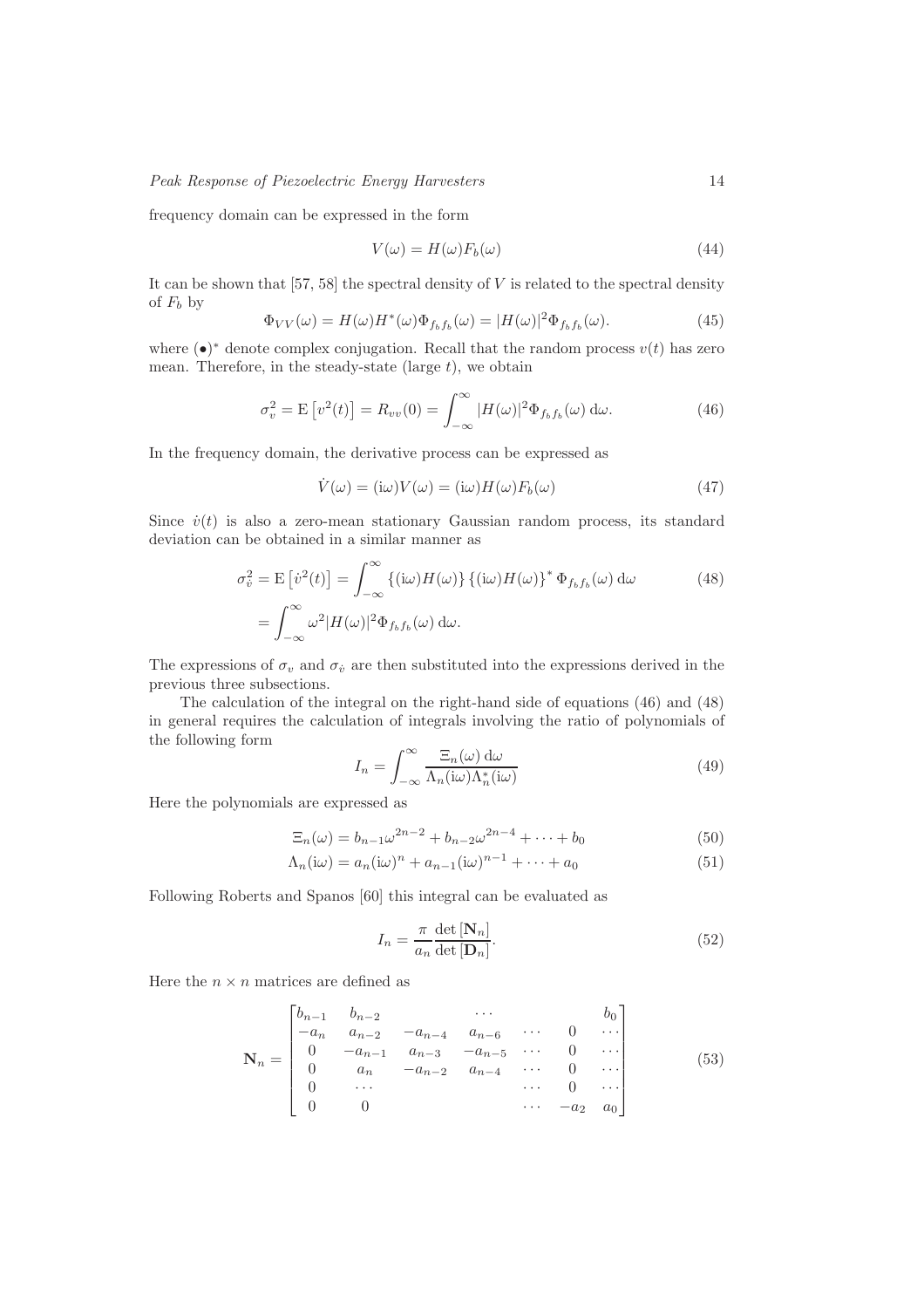frequency domain can be expressed in the form

$$V(\omega) = H(\omega)F_b(\omega) \tag{44}$$

It can be shown that [57, 58] the spectral density of $V$ is related to the spectral density of $F_b$ by

$$\Phi_{VV}(\omega) = H(\omega)H^*(\omega)\Phi_{f_b f_b}(\omega) = |H(\omega)|^2\Phi_{f_b f_b}(\omega). \tag{45}$$

where $(\bullet)^*$ denote complex conjugation. Recall that the random process $v(t)$ has zero mean. Therefore, in the steady-state (large $t$), we obtain

$$\sigma_v^2 = \mathrm{E}\left[v^2(t)\right] = R_{vv}(0) = \int_{-\infty}^{\infty} |H(\omega)|^2\Phi_{f_b f_b}(\omega)\,\mathrm{d}\omega. \tag{46}$$

In the frequency domain, the derivative process can be expressed as

$$\dot{V}(\omega) = (\mathrm{i}\omega)V(\omega) = (\mathrm{i}\omega)H(\omega)F_b(\omega) \tag{47}$$

Since $\dot{v}(t)$ is also a zero-mean stationary Gaussian random process, its standard deviation can be obtained in a similar manner as

$$\begin{aligned}
\sigma_{\dot{v}}^2 = \mathrm{E}\left[\dot{v}^2(t)\right] &= \int_{-\infty}^{\infty} \{(\mathrm{i}\omega)H(\omega)\}\{(\mathrm{i}\omega)H(\omega)\}^*\,\Phi_{f_b f_b}(\omega)\,\mathrm{d}\omega \\
&= \int_{-\infty}^{\infty} \omega^2|H(\omega)|^2\Phi_{f_b f_b}(\omega)\,\mathrm{d}\omega.
\end{aligned} \tag{48}$$

The expressions of $\sigma_v$ and $\sigma_{\dot{v}}$ are then substituted into the expressions derived in the previous three subsections.

The calculation of the integral on the right-hand side of equations (46) and (48) in general requires the calculation of integrals involving the ratio of polynomials of the following form

$$I_n = \int_{-\infty}^{\infty} \frac{\Xi_n(\omega)\,\mathrm{d}\omega}{\Lambda_n(\mathrm{i}\omega)\Lambda_n^*(\mathrm{i}\omega)} \tag{49}$$

Here the polynomials are expressed as

$$\Xi_n(\omega) = b_{n-1}\omega^{2n-2} + b_{n-2}\omega^{2n-4} + \cdots + b_0 \tag{50}$$

$$\Lambda_n(\mathrm{i}\omega) = a_n(\mathrm{i}\omega)^n + a_{n-1}(\mathrm{i}\omega)^{n-1} + \cdots + a_0 \tag{51}$$

Following Roberts and Spanos [60] this integral can be evaluated as

$$I_n = \frac{\pi}{a_n}\frac{\det\left[\mathbf{N}_n\right]}{\det\left[\mathbf{D}_n\right]}. \tag{52}$$

Here the $n \times n$ matrices are defined as

$$\mathbf{N}_n = \begin{bmatrix}
b_{n-1} & b_{n-2} & & \cdots & & & b_0 \\
-a_n & a_{n-2} & -a_{n-4} & a_{n-6} & \cdots & 0 & \cdots \\
0 & -a_{n-1} & a_{n-3} & -a_{n-5} & \cdots & 0 & \cdots \\
0 & a_n & -a_{n-2} & a_{n-4} & \cdots & 0 & \cdots \\
0 & \cdots & & & \cdots & 0 & \cdots \\
0 & 0 & & & \cdots & -a_2 & a_0
\end{bmatrix} \tag{53}$$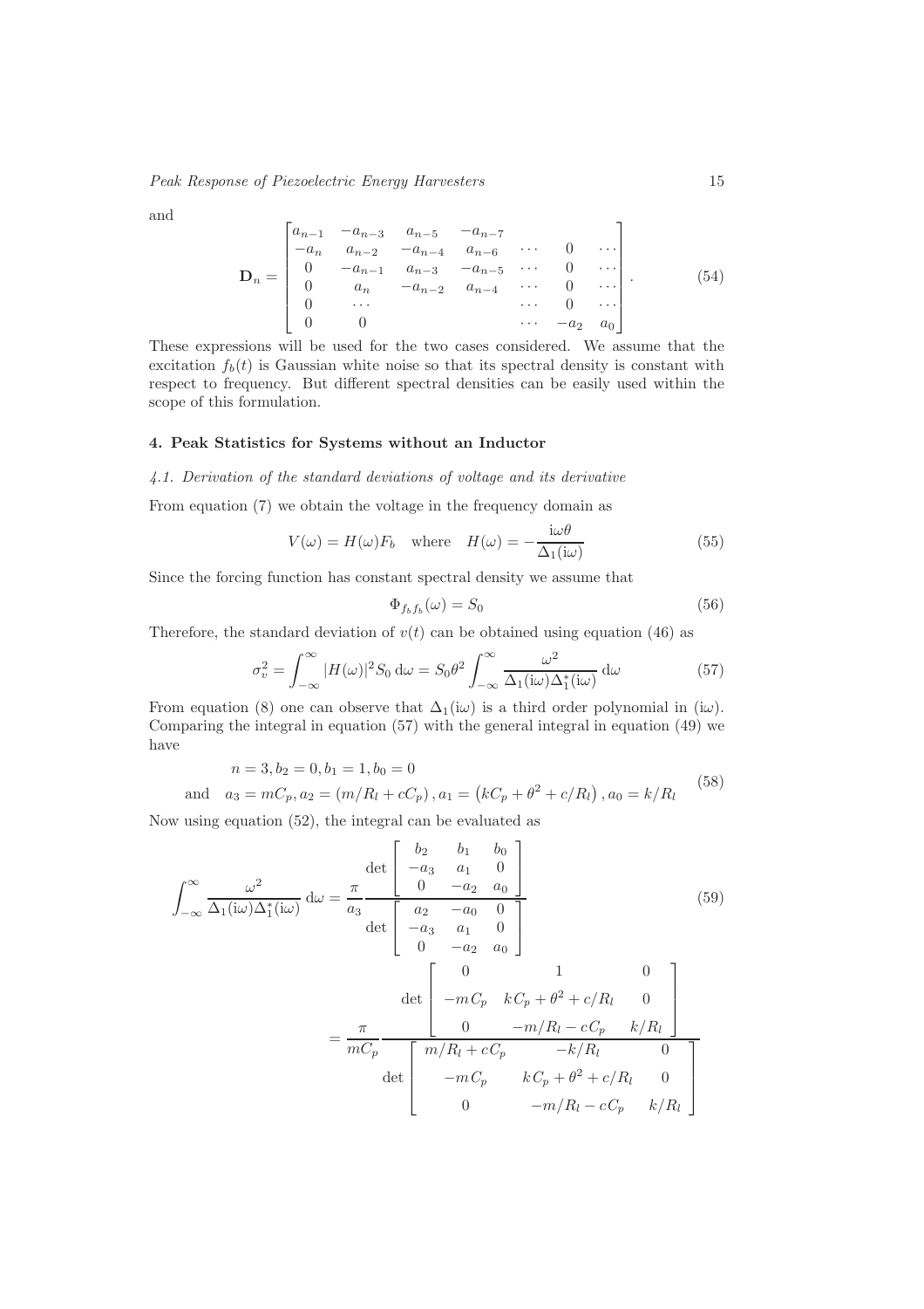and

$$
\mathbf{D}_n = \begin{bmatrix} a_{n-1} & -a_{n-3} & a_{n-5} & -a_{n-7} & & & \\ -a_n & a_{n-2} & -a_{n-4} & a_{n-6} & \cdots & 0 & \cdots \\ 0 & -a_{n-1} & a_{n-3} & -a_{n-5} & \cdots & 0 & \cdots \\ 0 & a_n & -a_{n-2} & a_{n-4} & \cdots & 0 & \cdots \\ 0 & \cdots & & & \cdots & 0 & \cdots \\ 0 & 0 & & & \cdots & -a_2 & a_0 \end{bmatrix}. \tag{54}
$$

These expressions will be used for the two cases considered. We assume that the excitation $f_b(t)$ is Gaussian white noise so that its spectral density is constant with respect to frequency. But different spectral densities can be easily used within the scope of this formulation.

## 4. Peak Statistics for Systems without an Inductor

### 4.1. Derivation of the standard deviations of voltage and its derivative

From equation (7) we obtain the voltage in the frequency domain as

$$
V(\omega) = H(\omega)F_b \quad \text{where} \quad H(\omega) = -\frac{\mathrm{i}\omega\theta}{\Delta_1(\mathrm{i}\omega)} \tag{55}
$$

Since the forcing function has constant spectral density we assume that

$$
\Phi_{f_b f_b}(\omega) = S_0 \tag{56}
$$

Therefore, the standard deviation of $v(t)$ can be obtained using equation (46) as

$$
\sigma_v^2 = \int_{-\infty}^{\infty} |H(\omega)|^2 S_0 \,\mathrm{d}\omega = S_0\theta^2 \int_{-\infty}^{\infty} \frac{\omega^2}{\Delta_1(\mathrm{i}\omega)\Delta_1^*(\mathrm{i}\omega)} \,\mathrm{d}\omega \tag{57}
$$

From equation (8) one can observe that $\Delta_1(\mathrm{i}\omega)$ is a third order polynomial in $(\mathrm{i}\omega)$. Comparing the integral in equation (57) with the general integral in equation (49) we have

$$
\begin{aligned} & n = 3, b_2 = 0, b_1 = 1, b_0 = 0 \\ \text{and} \quad & a_3 = mC_p, a_2 = (m/R_l + cC_p), a_1 = \left(kC_p + \theta^2 + c/R_l\right), a_0 = k/R_l \end{aligned} \tag{58}
$$

Now using equation (52), the integral can be evaluated as

$$
\begin{aligned} \int_{-\infty}^{\infty} \frac{\omega^2}{\Delta_1(\mathrm{i}\omega)\Delta_1^*(\mathrm{i}\omega)} \,\mathrm{d}\omega &= \frac{\pi}{a_3} \frac{\det \begin{bmatrix} b_2 & b_1 & b_0 \\ -a_3 & a_1 & 0 \\ 0 & -a_2 & a_0 \end{bmatrix}}{\det \begin{bmatrix} a_2 & -a_0 & 0 \\ -a_3 & a_1 & 0 \\ 0 & -a_2 & a_0 \end{bmatrix}} \\ &= \frac{\pi}{mC_p} \frac{\det \begin{bmatrix} 0 & 1 & 0 \\ -mC_p & kC_p + \theta^2 + c/R_l & 0 \\ 0 & -m/R_l - cC_p & k/R_l \end{bmatrix}}{\det \begin{bmatrix} m/R_l + cC_p & -k/R_l & 0 \\ -mC_p & kC_p + \theta^2 + c/R_l & 0 \\ 0 & -m/R_l - cC_p & k/R_l \end{bmatrix}} \end{aligned} \tag{59}
$$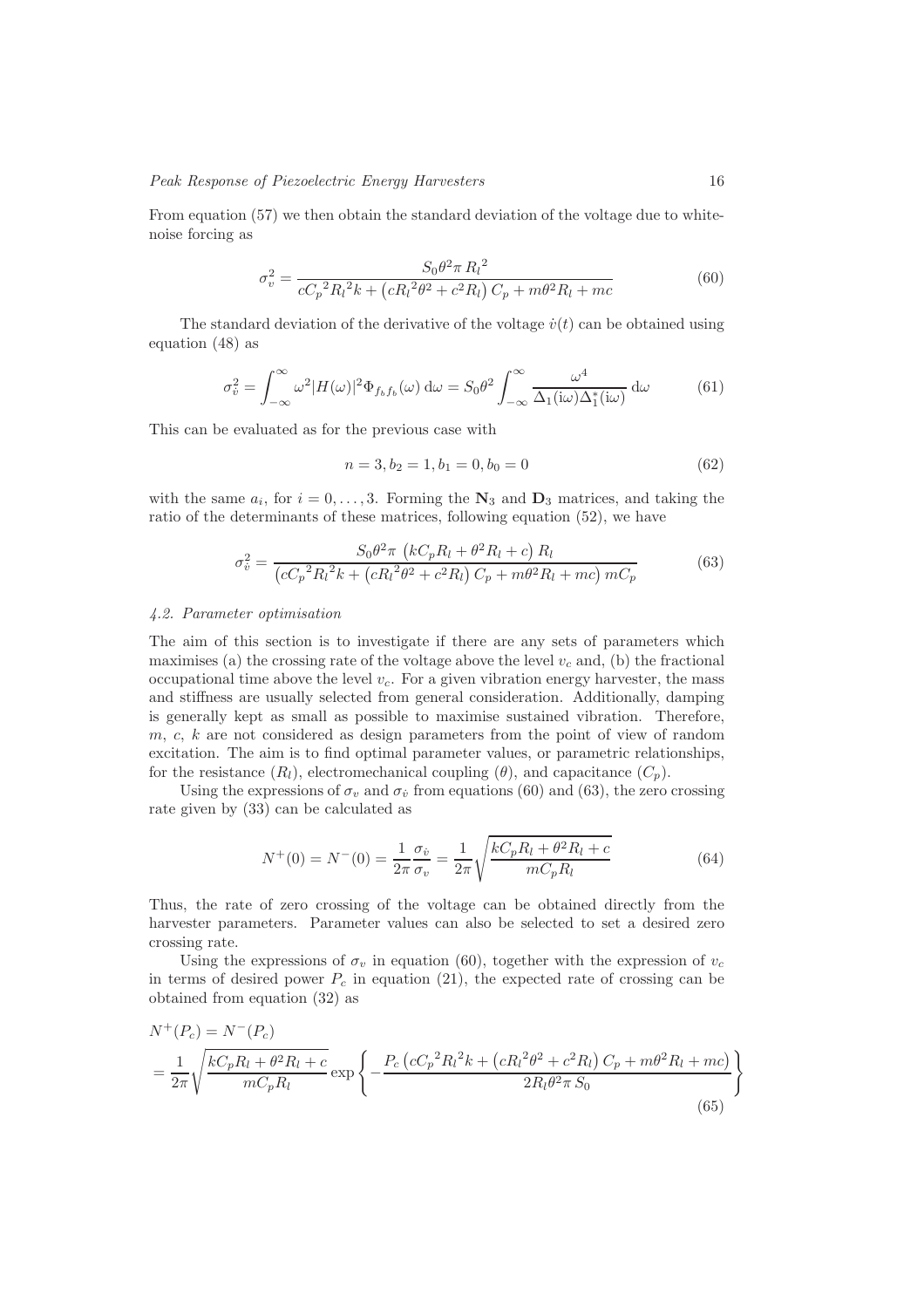From equation (57) we then obtain the standard deviation of the voltage due to white-noise forcing as

$$\sigma_v^2 = \frac{S_0 \theta^2 \pi \, R_l{}^2}{c C_p{}^2 R_l{}^2 k + \left(c R_l{}^2 \theta^2 + c^2 R_l\right) C_p + m \theta^2 R_l + m c} \tag{60}$$

The standard deviation of the derivative of the voltage $\dot{v}(t)$ can be obtained using equation (48) as

$$\sigma_{\dot{v}}^2 = \int_{-\infty}^{\infty} \omega^2 |H(\omega)|^2 \Phi_{f_b f_b}(\omega) \, \mathrm{d}\omega = S_0 \theta^2 \int_{-\infty}^{\infty} \frac{\omega^4}{\Delta_1(\mathrm{i}\omega) \Delta_1^*(\mathrm{i}\omega)} \, \mathrm{d}\omega \tag{61}$$

This can be evaluated as for the previous case with

$$n = 3, b_2 = 1, b_1 = 0, b_0 = 0 \tag{62}$$

with the same $a_i$, for $i = 0, \ldots, 3$. Forming the $\mathbf{N}_3$ and $\mathbf{D}_3$ matrices, and taking the ratio of the determinants of these matrices, following equation (52), we have

$$\sigma_{\dot{v}}^2 = \frac{S_0 \theta^2 \pi \, \left(k C_p R_l + \theta^2 R_l + c\right) R_l}{\left(c C_p{}^2 R_l{}^2 k + \left(c R_l{}^2 \theta^2 + c^2 R_l\right) C_p + m \theta^2 R_l + m c\right) m C_p} \tag{63}$$

### 4.2. Parameter optimisation

The aim of this section is to investigate if there are any sets of parameters which maximises (a) the crossing rate of the voltage above the level $v_c$ and, (b) the fractional occupational time above the level $v_c$. For a given vibration energy harvester, the mass and stiffness are usually selected from general consideration. Additionally, damping is generally kept as small as possible to maximise sustained vibration. Therefore, $m$, $c$, $k$ are not considered as design parameters from the point of view of random excitation. The aim is to find optimal parameter values, or parametric relationships, for the resistance ($R_l$), electromechanical coupling ($\theta$), and capacitance ($C_p$).

Using the expressions of $\sigma_v$ and $\sigma_{\dot{v}}$ from equations (60) and (63), the zero crossing rate given by (33) can be calculated as

$$N^+(0) = N^-(0) = \frac{1}{2\pi} \frac{\sigma_{\dot{v}}}{\sigma_v} = \frac{1}{2\pi} \sqrt{\frac{k C_p R_l + \theta^2 R_l + c}{m C_p R_l}} \tag{64}$$

Thus, the rate of zero crossing of the voltage can be obtained directly from the harvester parameters. Parameter values can also be selected to set a desired zero crossing rate.

Using the expressions of $\sigma_v$ in equation (60), together with the expression of $v_c$ in terms of desired power $P_c$ in equation (21), the expected rate of crossing can be obtained from equation (32) as

$$\begin{aligned} & N^+(P_c) = N^-(P_c) \\ & = \frac{1}{2\pi} \sqrt{\frac{k C_p R_l + \theta^2 R_l + c}{m C_p R_l}} \exp\left\{ -\frac{P_c \left(c C_p{}^2 R_l{}^2 k + \left(c R_l{}^2 \theta^2 + c^2 R_l\right) C_p + m \theta^2 R_l + m c\right)}{2 R_l \theta^2 \pi \, S_0} \right\} \end{aligned} \tag{65}$$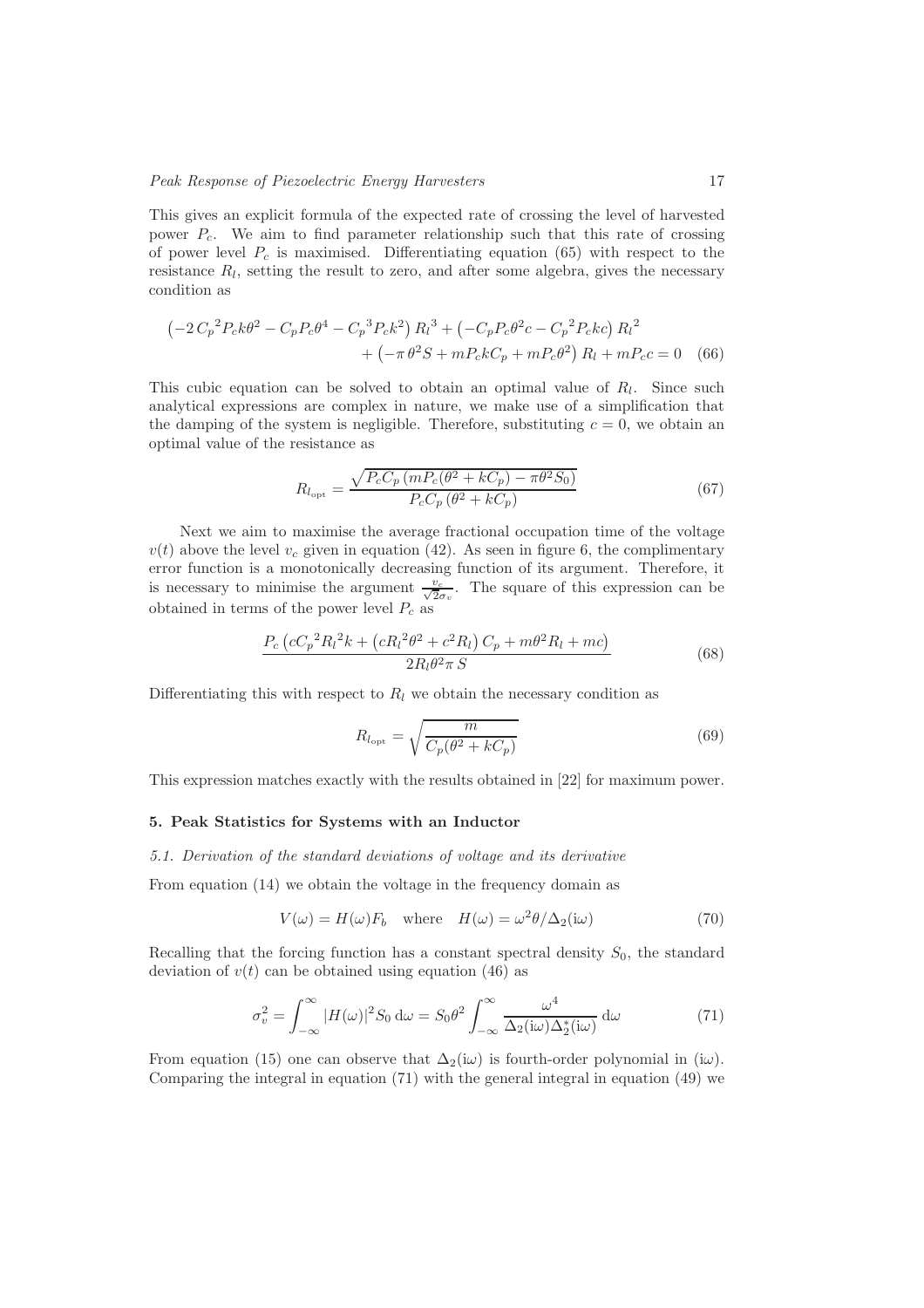This gives an explicit formula of the expected rate of crossing the level of harvested power $P_c$. We aim to find parameter relationship such that this rate of crossing of power level $P_c$ is maximised. Differentiating equation (65) with respect to the resistance $R_l$, setting the result to zero, and after some algebra, gives the necessary condition as

$$\left(-2\,{C_p}^2 P_c k \theta^2 - C_p P_c \theta^4 - {C_p}^3 P_c k^2\right) {R_l}^3 + \left(-C_p P_c \theta^2 c - {C_p}^2 P_c k c\right) {R_l}^2 + \left(-\pi\,\theta^2 S + m P_c k C_p + m P_c \theta^2\right) R_l + m P_c c = 0 \quad (66)$$

This cubic equation can be solved to obtain an optimal value of $R_l$. Since such analytical expressions are complex in nature, we make use of a simplification that the damping of the system is negligible. Therefore, substituting $c = 0$, we obtain an optimal value of the resistance as

$$R_{l_{\rm opt}} = \frac{\sqrt{P_c C_p \left(m P_c (\theta^2 + k C_p) - \pi \theta^2 S_0\right)}}{P_c C_p \left(\theta^2 + k C_p\right)} \quad (67)$$

Next we aim to maximise the average fractional occupation time of the voltage $v(t)$ above the level $v_c$ given in equation (42). As seen in figure 6, the complimentary error function is a monotonically decreasing function of its argument. Therefore, it is necessary to minimise the argument $\frac{v_c}{\sqrt{2}\sigma_v}$. The square of this expression can be obtained in terms of the power level $P_c$ as

$$\frac{P_c \left(c {C_p}^2 {R_l}^2 k + \left(c {R_l}^2 \theta^2 + c^2 R_l\right) C_p + m \theta^2 R_l + m c\right)}{2 R_l \theta^2 \pi\, S} \quad (68)$$

Differentiating this with respect to $R_l$ we obtain the necessary condition as

$$R_{l_{\rm opt}} = \sqrt{\frac{m}{C_p (\theta^2 + k C_p)}} \quad (69)$$

This expression matches exactly with the results obtained in [22] for maximum power.

## 5. Peak Statistics for Systems with an Inductor

### *5.1. Derivation of the standard deviations of voltage and its derivative*

From equation (14) we obtain the voltage in the frequency domain as

$$V(\omega) = H(\omega) F_b \quad \text{where} \quad H(\omega) = \omega^2 \theta / \Delta_2(\mathrm{i}\omega) \quad (70)$$

Recalling that the forcing function has a constant spectral density $S_0$, the standard deviation of $v(t)$ can be obtained using equation (46) as

$$\sigma_v^2 = \int_{-\infty}^{\infty} |H(\omega)|^2 S_0 \, \mathrm{d}\omega = S_0 \theta^2 \int_{-\infty}^{\infty} \frac{\omega^4}{\Delta_2(\mathrm{i}\omega) \Delta_2^*(\mathrm{i}\omega)} \, \mathrm{d}\omega \quad (71)$$

From equation (15) one can observe that $\Delta_2(\mathrm{i}\omega)$ is fourth-order polynomial in $(\mathrm{i}\omega)$. Comparing the integral in equation (71) with the general integral in equation (49) we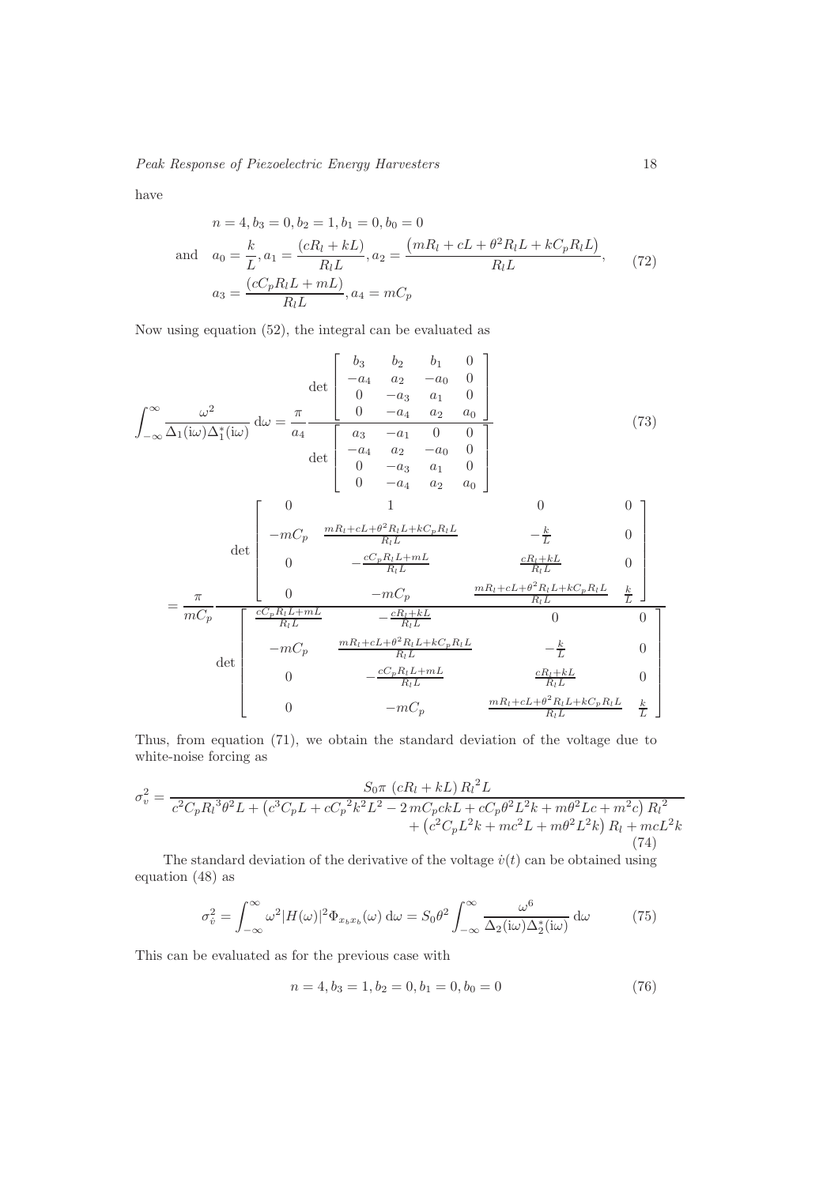have

$$
\begin{aligned}
& n=4, b_3=0, b_2=1, b_1=0, b_0=0 \\
\text{and} \quad & a_0=\frac{k}{L}, a_1=\frac{(cR_l+kL)}{R_lL}, a_2=\frac{\left(mR_l+cL+\theta^2R_lL+kC_pR_lL\right)}{R_lL}, \\
& a_3=\frac{(cC_pR_lL+mL)}{R_lL}, a_4=mC_p
\end{aligned} \tag{72}
$$

Now using equation (52), the integral can be evaluated as

$$
\int_{-\infty}^{\infty}\frac{\omega^2}{\Delta_1(\mathrm{i}\omega)\Delta_1^*(\mathrm{i}\omega)}\,\mathrm{d}\omega=\frac{\pi}{a_4}\frac{\det\begin{bmatrix} b_3 & b_2 & b_1 & 0 \\ -a_4 & a_2 & -a_0 & 0 \\ 0 & -a_3 & a_1 & 0 \\ 0 & -a_4 & a_2 & a_0 \end{bmatrix}}{\det\begin{bmatrix} a_3 & -a_1 & 0 & 0 \\ -a_4 & a_2 & -a_0 & 0 \\ 0 & -a_3 & a_1 & 0 \\ 0 & -a_4 & a_2 & a_0 \end{bmatrix}} \tag{73}
$$

$$
=\frac{\pi}{mC_p}\frac{\det\begin{bmatrix} 0 & 1 & 0 & 0 \\ -mC_p & \frac{mR_l+cL+\theta^2R_lL+kC_pR_lL}{R_lL} & -\frac{k}{L} & 0 \\ 0 & -\frac{cC_pR_lL+mL}{R_lL} & \frac{cR_l+kL}{R_lL} & 0 \\ 0 & -mC_p & \frac{mR_l+cL+\theta^2R_lL+kC_pR_lL}{R_lL} & \frac{k}{L} \end{bmatrix}}{\det\begin{bmatrix} \frac{cC_pR_lL+mL}{R_lL} & -\frac{cR_l+kL}{R_lL} & 0 & 0 \\ -mC_p & \frac{mR_l+cL+\theta^2R_lL+kC_pR_lL}{R_lL} & -\frac{k}{L} & 0 \\ 0 & -\frac{cC_pR_lL+mL}{R_lL} & \frac{cR_l+kL}{R_lL} & 0 \\ 0 & -mC_p & \frac{mR_l+cL+\theta^2R_lL+kC_pR_lL}{R_lL} & \frac{k}{L} \end{bmatrix}}
$$

Thus, from equation (71), we obtain the standard deviation of the voltage due to white-noise forcing as

$$
\sigma_v^2=\frac{S_0\pi\,(cR_l+kL)\,{R_l}^2L}{c^2C_p{R_l}^3\theta^2L+\left(c^3C_pL+c{C_p}^2k^2L^2-2\,mC_pckL+cC_p\theta^2L^2k+m\theta^2Lc+m^2c\right){R_l}^2+\left(c^2C_pL^2k+mc^2L+m\theta^2L^2k\right)R_l+mcL^2k} \tag{74}
$$

The standard deviation of the derivative of the voltage $\dot{v}(t)$ can be obtained using equation (48) as

$$
\sigma_{\dot{v}}^2=\int_{-\infty}^{\infty}\omega^2|H(\omega)|^2\Phi_{x_bx_b}(\omega)\,\mathrm{d}\omega=S_0\theta^2\int_{-\infty}^{\infty}\frac{\omega^6}{\Delta_2(\mathrm{i}\omega)\Delta_2^*(\mathrm{i}\omega)}\,\mathrm{d}\omega \tag{75}
$$

This can be evaluated as for the previous case with

$$
n=4, b_3=1, b_2=0, b_1=0, b_0=0 \tag{76}
$$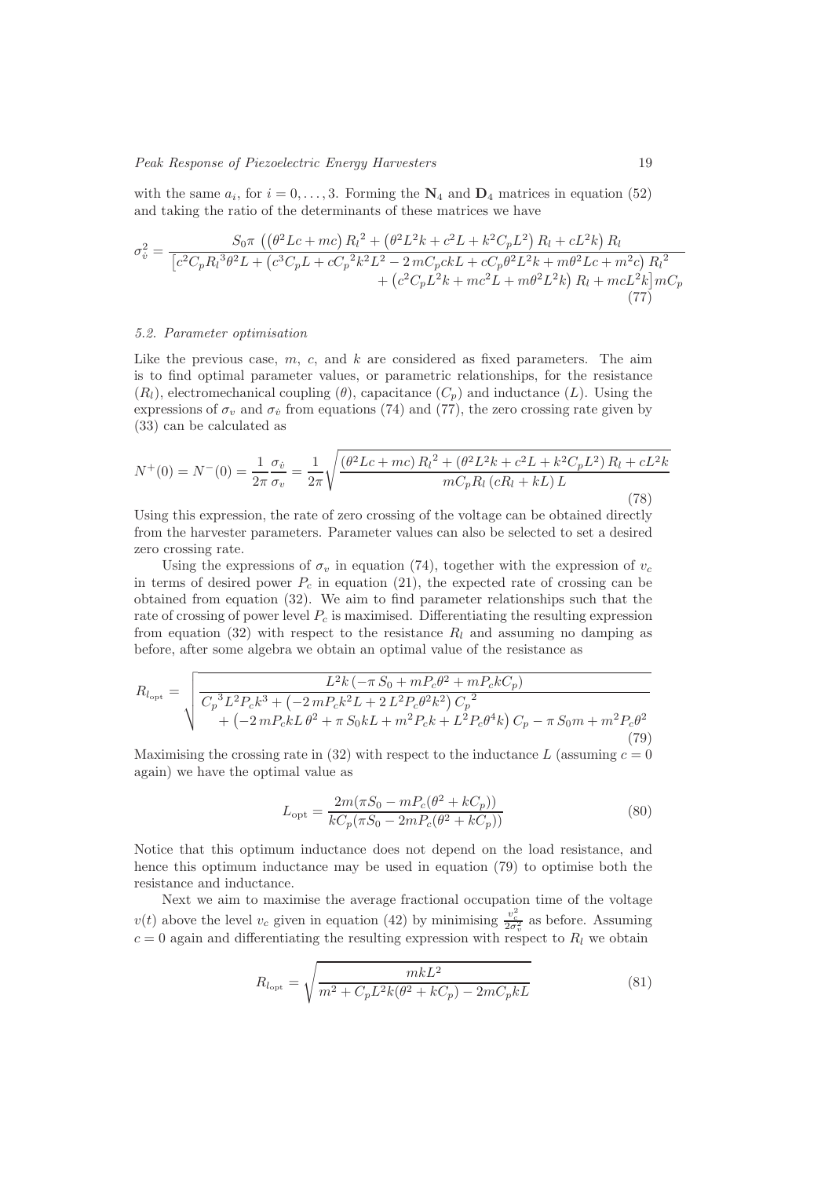with the same $a_i$, for $i = 0, \ldots, 3$. Forming the $\mathbf{N}_4$ and $\mathbf{D}_4$ matrices in equation (52) and taking the ratio of the determinants of these matrices we have

$$\sigma_{\dot{v}}^2 = \frac{S_0 \pi \left( \left( \theta^2 L c + m c \right) {R_l}^2 + \left( \theta^2 L^2 k + c^2 L + k^2 C_p L^2 \right) R_l + c L^2 k \right) R_l}{\begin{array}{r}\left[ c^2 C_p {R_l}^3 \theta^2 L + \left( c^3 C_p L + c {C_p}^2 k^2 L^2 - 2\, m C_p c k L + c C_p \theta^2 L^2 k + m \theta^2 L c + m^2 c \right) {R_l}^2 \\ + \left( c^2 C_p L^2 k + m c^2 L + m \theta^2 L^2 k \right) R_l + m c L^2 k \right] m C_p\end{array}} \tag{77}$$

### 5.2. Parameter optimisation

Like the previous case, $m$, $c$, and $k$ are considered as fixed parameters. The aim is to find optimal parameter values, or parametric relationships, for the resistance ($R_l$), electromechanical coupling ($\theta$), capacitance ($C_p$) and inductance ($L$). Using the expressions of $\sigma_v$ and $\sigma_{\dot{v}}$ from equations (74) and (77), the zero crossing rate given by (33) can be calculated as

$$N^+(0) = N^-(0) = \frac{1}{2\pi} \frac{\sigma_{\dot{v}}}{\sigma_v} = \frac{1}{2\pi} \sqrt{\frac{\left( \theta^2 L c + m c \right) {R_l}^2 + \left( \theta^2 L^2 k + c^2 L + k^2 C_p L^2 \right) R_l + c L^2 k}{m C_p R_l \left( c R_l + k L \right) L}} \tag{78}$$

Using this expression, the rate of zero crossing of the voltage can be obtained directly from the harvester parameters. Parameter values can also be selected to set a desired zero crossing rate.

Using the expressions of $\sigma_v$ in equation (74), together with the expression of $v_c$ in terms of desired power $P_c$ in equation (21), the expected rate of crossing can be obtained from equation (32). We aim to find parameter relationships such that the rate of crossing of power level $P_c$ is maximised. Differentiating the resulting expression from equation (32) with respect to the resistance $R_l$ and assuming no damping as before, after some algebra we obtain an optimal value of the resistance as

$$R_{l_{\mathrm{opt}}} = \sqrt{\frac{L^2 k \left( -\pi S_0 + m P_c \theta^2 + m P_c k C_p \right)}{\begin{array}{r}{C_p}^3 L^2 P_c k^3 + \left( -2\, m P_c k^2 L + 2\, L^2 P_c \theta^2 k^2 \right) {C_p}^2 \\ + \left( -2\, m P_c k L\, \theta^2 + \pi\, S_0 k L + m^2 P_c k + L^2 P_c \theta^4 k \right) C_p - \pi\, S_0 m + m^2 P_c \theta^2\end{array}}} \tag{79}$$

Maximising the crossing rate in (32) with respect to the inductance $L$ (assuming $c = 0$ again) we have the optimal value as

$$L_{\mathrm{opt}} = \frac{2m(\pi S_0 - m P_c(\theta^2 + k C_p))}{k C_p(\pi S_0 - 2 m P_c(\theta^2 + k C_p))} \tag{80}$$

Notice that this optimum inductance does not depend on the load resistance, and hence this optimum inductance may be used in equation (79) to optimise both the resistance and inductance.

Next we aim to maximise the average fractional occupation time of the voltage $v(t)$ above the level $v_c$ given in equation (42) by minimising $\frac{v_c^2}{2\sigma_v^2}$ as before. Assuming $c = 0$ again and differentiating the resulting expression with respect to $R_l$ we obtain

$$R_{l_{\mathrm{opt}}} = \sqrt{\frac{m k L^2}{m^2 + C_p L^2 k(\theta^2 + k C_p) - 2 m C_p k L}} \tag{81}$$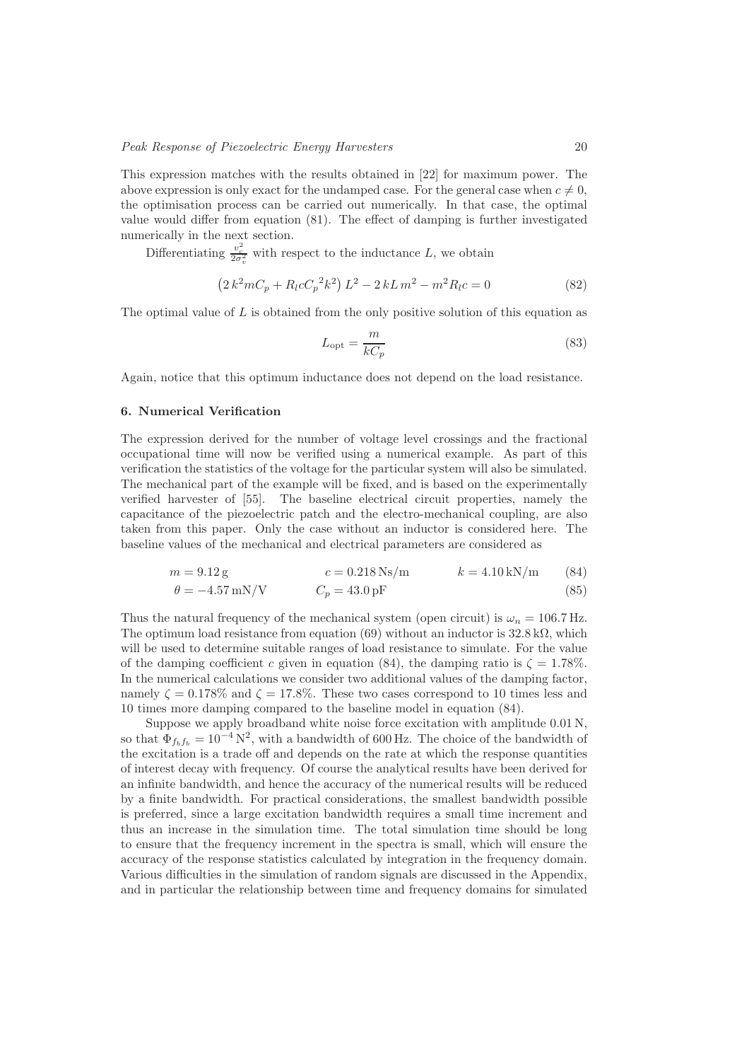This expression matches with the results obtained in [22] for maximum power. The above expression is only exact for the undamped case. For the general case when $c \neq 0$, the optimisation process can be carried out numerically. In that case, the optimal value would differ from equation (81). The effect of damping is further investigated numerically in the next section.

Differentiating $\frac{v_c^2}{2\sigma_v^2}$ with respect to the inductance $L$, we obtain

$$\left(2\,k^2 m C_p + R_l c {C_p}^2 k^2\right) L^2 - 2\,kL\,m^2 - m^2 R_l c = 0 \tag{82}$$

The optimal value of $L$ is obtained from the only positive solution of this equation as

$$L_{\text{opt}} = \frac{m}{kC_p} \tag{83}$$

Again, notice that this optimum inductance does not depend on the load resistance.

## 6. Numerical Verification

The expression derived for the number of voltage level crossings and the fractional occupational time will now be verified using a numerical example. As part of this verification the statistics of the voltage for the particular system will also be simulated. The mechanical part of the example will be fixed, and is based on the experimentally verified harvester of [55]. The baseline electrical circuit properties, namely the capacitance of the piezoelectric patch and the electro-mechanical coupling, are also taken from this paper. Only the case without an inductor is considered here. The baseline values of the mechanical and electrical parameters are considered as

$$m = 9.12\,\text{g} \qquad c = 0.218\,\text{Ns/m} \qquad k = 4.10\,\text{kN/m} \tag{84}$$

$$\theta = -4.57\,\text{mN/V} \qquad C_p = 43.0\,\text{pF} \tag{85}$$

Thus the natural frequency of the mechanical system (open circuit) is $\omega_n = 106.7\,\text{Hz}$. The optimum load resistance from equation (69) without an inductor is $32.8\,\text{k}\Omega$, which will be used to determine suitable ranges of load resistance to simulate. For the value of the damping coefficient $c$ given in equation (84), the damping ratio is $\zeta = 1.78\%$. In the numerical calculations we consider two additional values of the damping factor, namely $\zeta = 0.178\%$ and $\zeta = 17.8\%$. These two cases correspond to 10 times less and 10 times more damping compared to the baseline model in equation (84).

Suppose we apply broadband white noise force excitation with amplitude 0.01 N, so that $\Phi_{f_b f_b} = 10^{-4}\,\text{N}^2$, with a bandwidth of 600 Hz. The choice of the bandwidth of the excitation is a trade off and depends on the rate at which the response quantities of interest decay with frequency. Of course the analytical results have been derived for an infinite bandwidth, and hence the accuracy of the numerical results will be reduced by a finite bandwidth. For practical considerations, the smallest bandwidth possible is preferred, since a large excitation bandwidth requires a small time increment and thus an increase in the simulation time. The total simulation time should be long to ensure that the frequency increment in the spectra is small, which will ensure the accuracy of the response statistics calculated by integration in the frequency domain. Various difficulties in the simulation of random signals are discussed in the Appendix, and in particular the relationship between time and frequency domains for simulated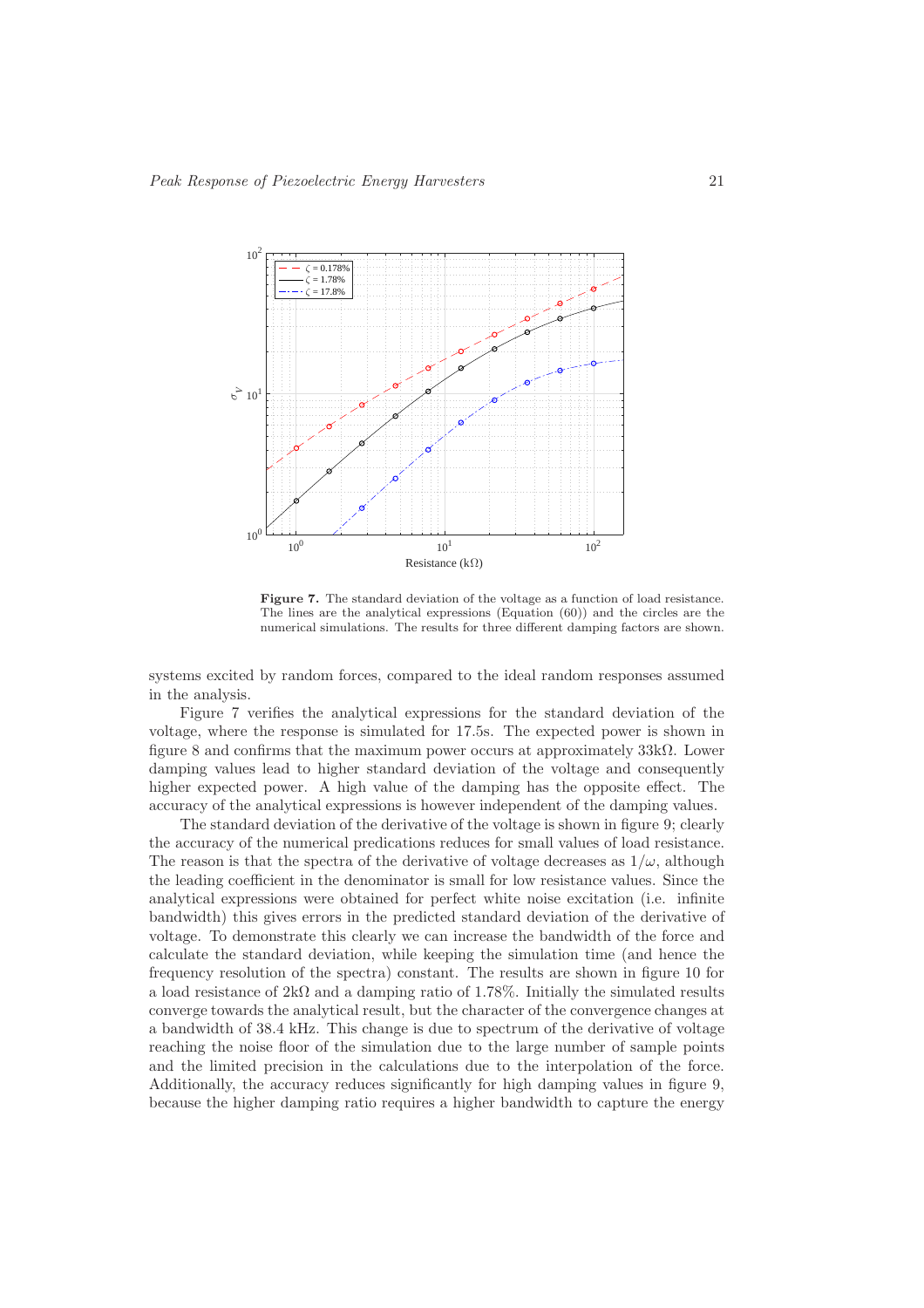**Figure 7.** The standard deviation of the voltage as a function of load resistance. The lines are the analytical expressions (Equation (60)) and the circles are the numerical simulations. The results for three different damping factors are shown.

systems excited by random forces, compared to the ideal random responses assumed in the analysis.

Figure 7 verifies the analytical expressions for the standard deviation of the voltage, where the response is simulated for 17.5s. The expected power is shown in figure 8 and confirms that the maximum power occurs at approximately 33kΩ. Lower damping values lead to higher standard deviation of the voltage and consequently higher expected power. A high value of the damping has the opposite effect. The accuracy of the analytical expressions is however independent of the damping values.

The standard deviation of the derivative of the voltage is shown in figure 9; clearly the accuracy of the numerical predications reduces for small values of load resistance. The reason is that the spectra of the derivative of voltage decreases as $1/\omega$, although the leading coefficient in the denominator is small for low resistance values. Since the analytical expressions were obtained for perfect white noise excitation (i.e. infinite bandwidth) this gives errors in the predicted standard deviation of the derivative of voltage. To demonstrate this clearly we can increase the bandwidth of the force and calculate the standard deviation, while keeping the simulation time (and hence the frequency resolution of the spectra) constant. The results are shown in figure 10 for a load resistance of 2kΩ and a damping ratio of 1.78%. Initially the simulated results converge towards the analytical result, but the character of the convergence changes at a bandwidth of 38.4 kHz. This change is due to spectrum of the derivative of voltage reaching the noise floor of the simulation due to the large number of sample points and the limited precision in the calculations due to the interpolation of the force. Additionally, the accuracy reduces significantly for high damping values in figure 9, because the higher damping ratio requires a higher bandwidth to capture the energy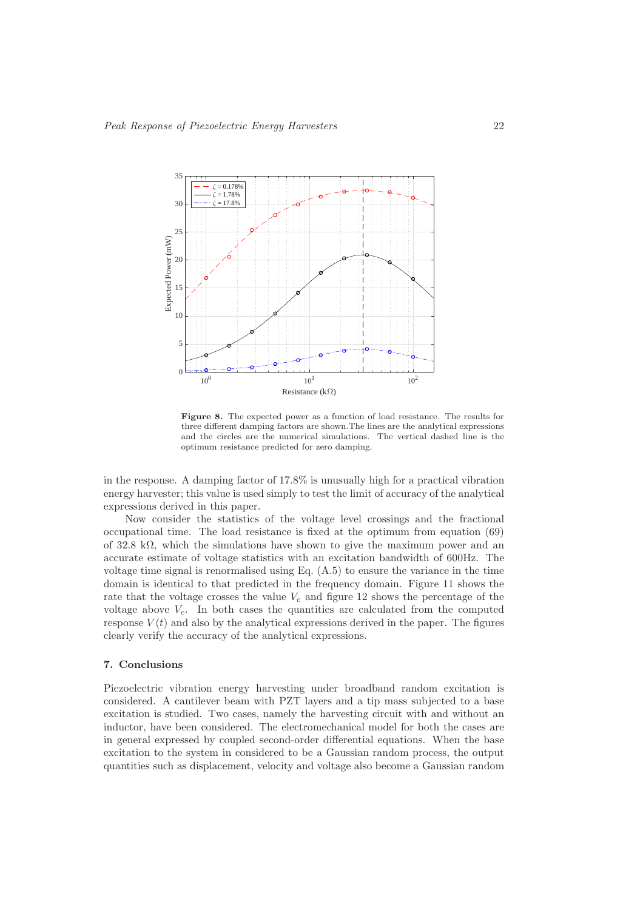**Figure 8.** The expected power as a function of load resistance. The results for three different damping factors are shown.The lines are the analytical expressions and the circles are the numerical simulations. The vertical dashed line is the optimum resistance predicted for zero damping.

in the response. A damping factor of 17.8% is unusually high for a practical vibration energy harvester; this value is used simply to test the limit of accuracy of the analytical expressions derived in this paper.

Now consider the statistics of the voltage level crossings and the fractional occupational time. The load resistance is fixed at the optimum from equation (69) of 32.8 kΩ, which the simulations have shown to give the maximum power and an accurate estimate of voltage statistics with an excitation bandwidth of 600Hz. The voltage time signal is renormalised using Eq. (A.5) to ensure the variance in the time domain is identical to that predicted in the frequency domain. Figure 11 shows the rate that the voltage crosses the value $V_c$ and figure 12 shows the percentage of the voltage above $V_c$. In both cases the quantities are calculated from the computed response $V(t)$ and also by the analytical expressions derived in the paper. The figures clearly verify the accuracy of the analytical expressions.

## 7. Conclusions

Piezoelectric vibration energy harvesting under broadband random excitation is considered. A cantilever beam with PZT layers and a tip mass subjected to a base excitation is studied. Two cases, namely the harvesting circuit with and without an inductor, have been considered. The electromechanical model for both the cases are in general expressed by coupled second-order differential equations. When the base excitation to the system in considered to be a Gaussian random process, the output quantities such as displacement, velocity and voltage also become a Gaussian random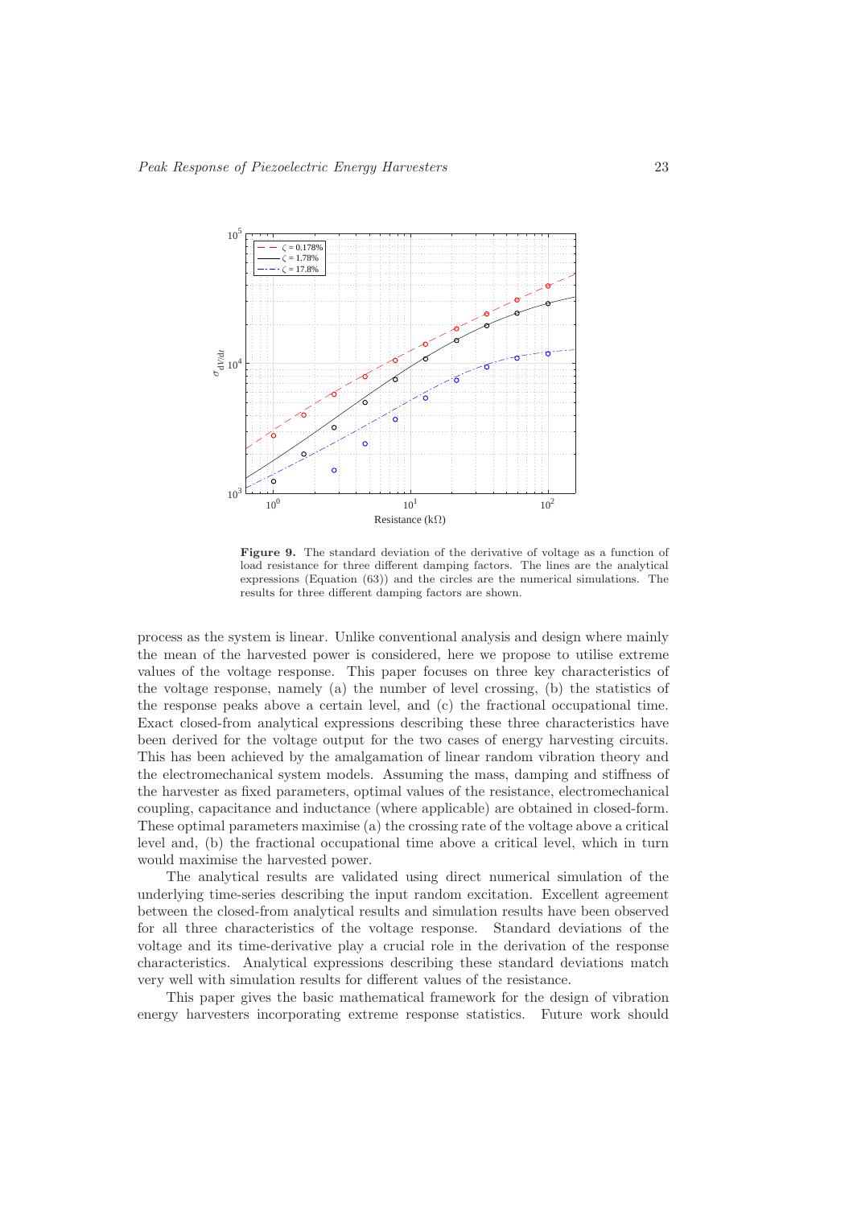**Figure 9.** The standard deviation of the derivative of voltage as a function of load resistance for three different damping factors. The lines are the analytical expressions (Equation (63)) and the circles are the numerical simulations. The results for three different damping factors are shown.

process as the system is linear. Unlike conventional analysis and design where mainly the mean of the harvested power is considered, here we propose to utilise extreme values of the voltage response. This paper focuses on three key characteristics of the voltage response, namely (a) the number of level crossing, (b) the statistics of the response peaks above a certain level, and (c) the fractional occupational time. Exact closed-from analytical expressions describing these three characteristics have been derived for the voltage output for the two cases of energy harvesting circuits. This has been achieved by the amalgamation of linear random vibration theory and the electromechanical system models. Assuming the mass, damping and stiffness of the harvester as fixed parameters, optimal values of the resistance, electromechanical coupling, capacitance and inductance (where applicable) are obtained in closed-form. These optimal parameters maximise (a) the crossing rate of the voltage above a critical level and, (b) the fractional occupational time above a critical level, which in turn would maximise the harvested power.

The analytical results are validated using direct numerical simulation of the underlying time-series describing the input random excitation. Excellent agreement between the closed-from analytical results and simulation results have been observed for all three characteristics of the voltage response. Standard deviations of the voltage and its time-derivative play a crucial role in the derivation of the response characteristics. Analytical expressions describing these standard deviations match very well with simulation results for different values of the resistance.

This paper gives the basic mathematical framework for the design of vibration energy harvesters incorporating extreme response statistics. Future work should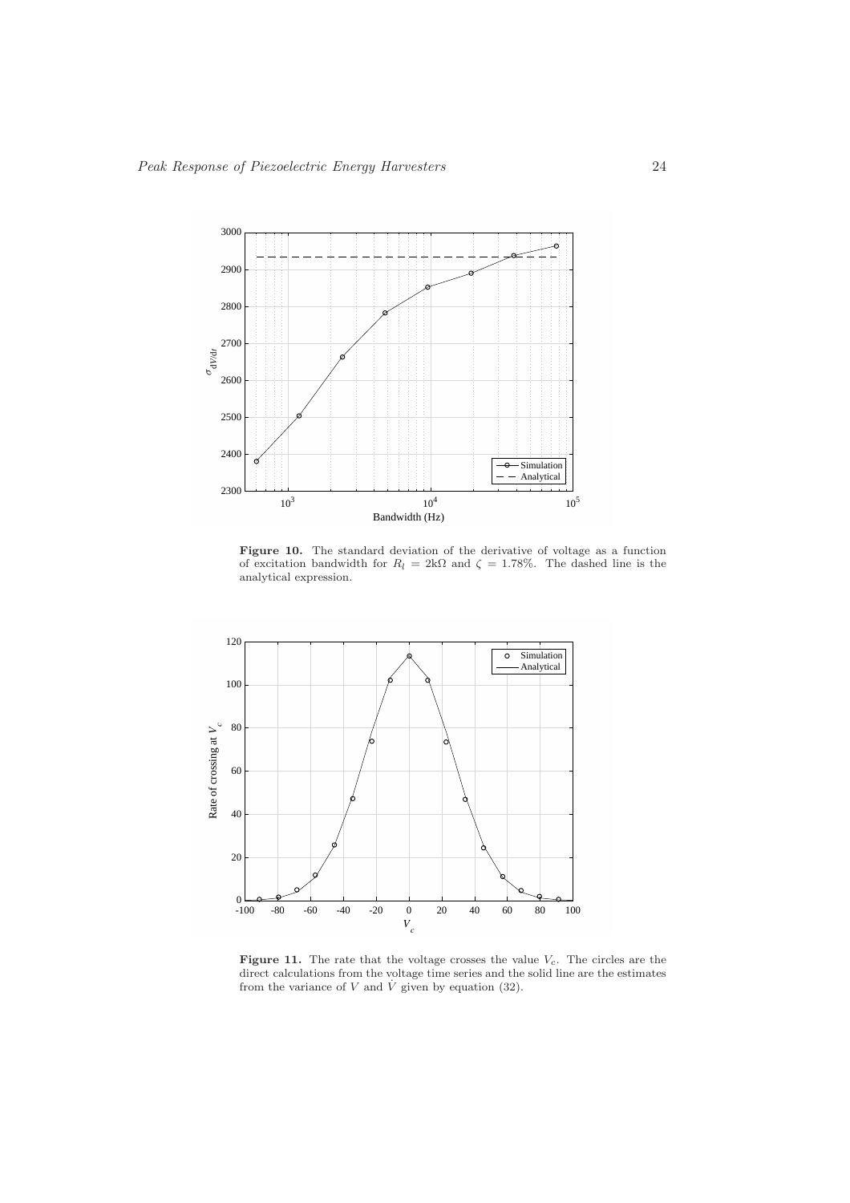**Figure 10.** The standard deviation of the derivative of voltage as a function of excitation bandwidth for $R_l = 2\text{k}\Omega$ and $\zeta = 1.78\%$. The dashed line is the analytical expression.

**Figure 11.** The rate that the voltage crosses the value $V_c$. The circles are the direct calculations from the voltage time series and the solid line are the estimates from the variance of $V$ and $\dot{V}$ given by equation (32).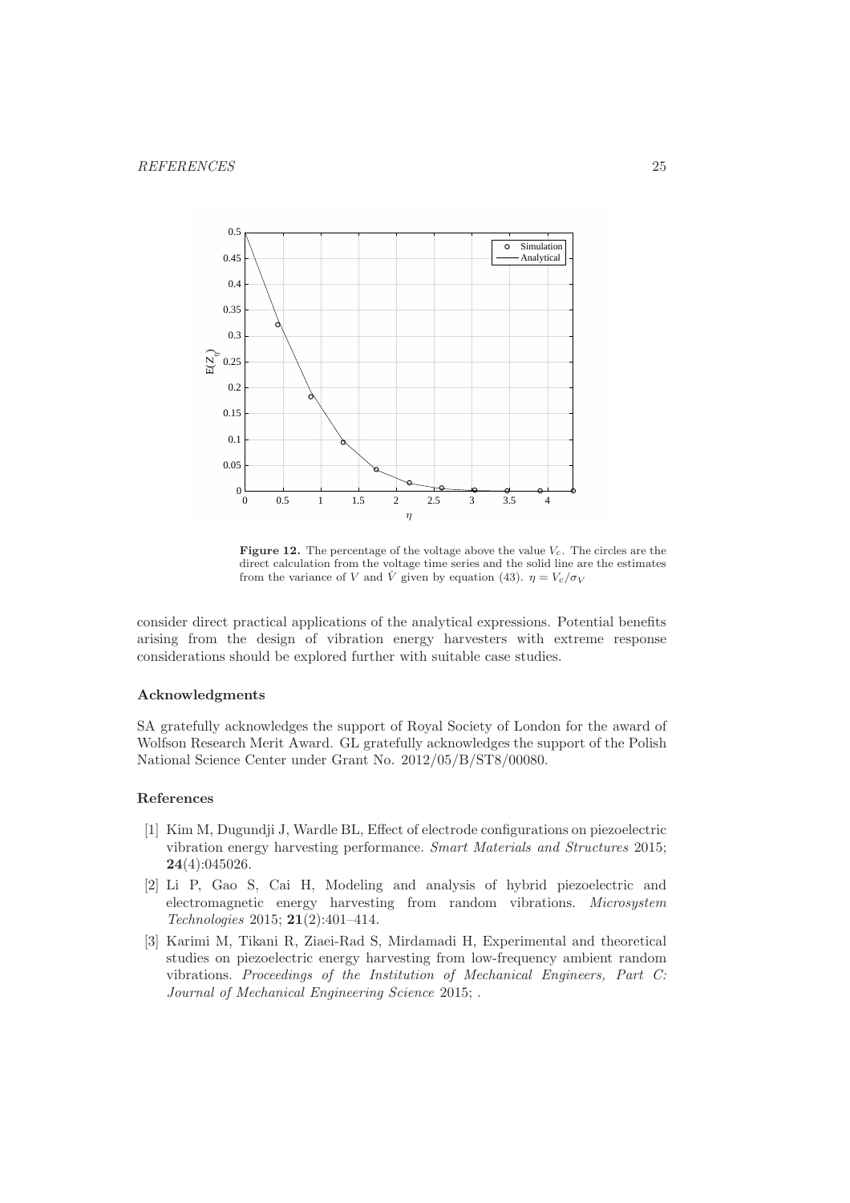**Figure 12.** The percentage of the voltage above the value $V_c$. The circles are the direct calculation from the voltage time series and the solid line are the estimates from the variance of $V$ and $\dot{V}$ given by equation (43). $\eta = V_c/\sigma_V$

consider direct practical applications of the analytical expressions. Potential benefits arising from the design of vibration energy harvesters with extreme response considerations should be explored further with suitable case studies.

### Acknowledgments

SA gratefully acknowledges the support of Royal Society of London for the award of Wolfson Research Merit Award. GL gratefully acknowledges the support of the Polish National Science Center under Grant No. 2012/05/B/ST8/00080.

### References

[1] Kim M, Dugundji J, Wardle BL, Effect of electrode configurations on piezoelectric vibration energy harvesting performance. *Smart Materials and Structures* 2015; **24**(4):045026.

[2] Li P, Gao S, Cai H, Modeling and analysis of hybrid piezoelectric and electromagnetic energy harvesting from random vibrations. *Microsystem Technologies* 2015; **21**(2):401–414.

[3] Karimi M, Tikani R, Ziaei-Rad S, Mirdamadi H, Experimental and theoretical studies on piezoelectric energy harvesting from low-frequency ambient random vibrations. *Proceedings of the Institution of Mechanical Engineers, Part C: Journal of Mechanical Engineering Science* 2015; .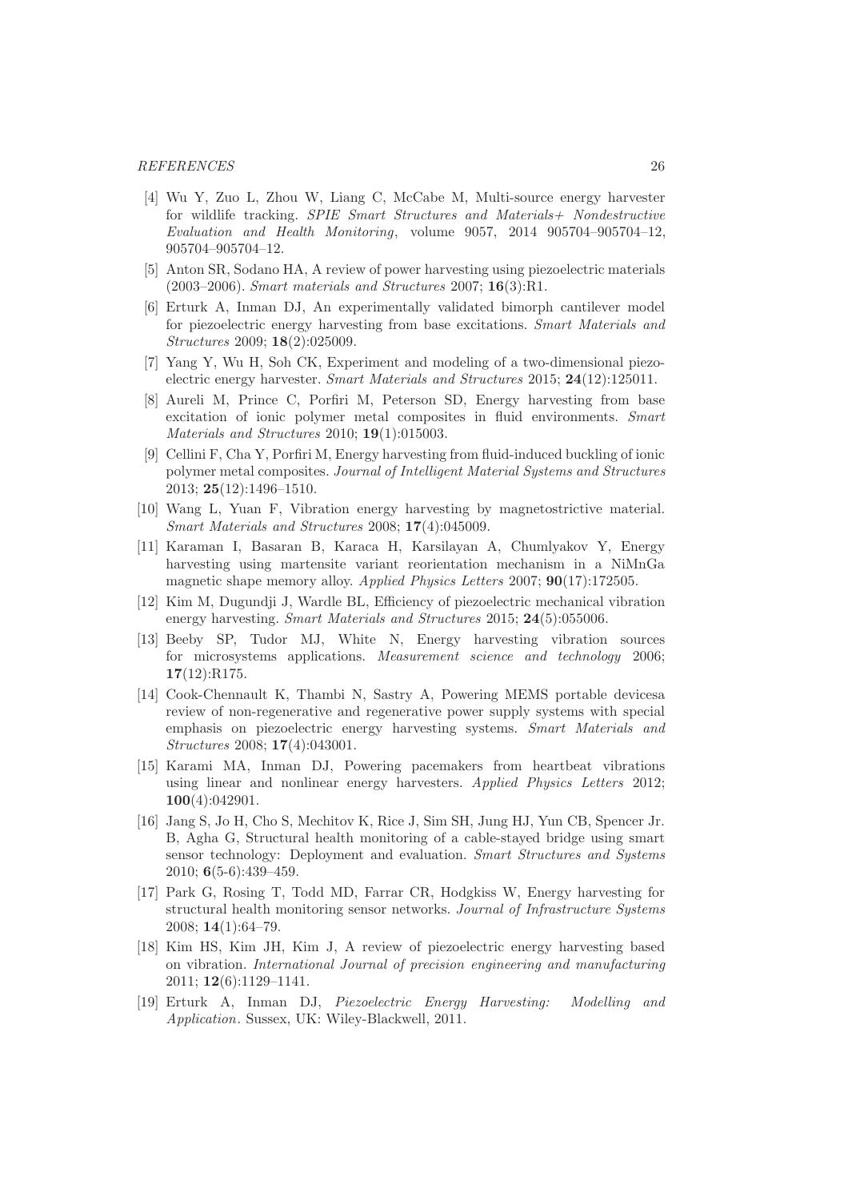- [4] Wu Y, Zuo L, Zhou W, Liang C, McCabe M, Multi-source energy harvester for wildlife tracking. *SPIE Smart Structures and Materials+ Nondestructive Evaluation and Health Monitoring*, volume 9057, 2014 905704–905704–12, 905704–905704–12.
- [5] Anton SR, Sodano HA, A review of power harvesting using piezoelectric materials (2003–2006). *Smart materials and Structures* 2007; **16**(3):R1.
- [6] Erturk A, Inman DJ, An experimentally validated bimorph cantilever model for piezoelectric energy harvesting from base excitations. *Smart Materials and Structures* 2009; **18**(2):025009.
- [7] Yang Y, Wu H, Soh CK, Experiment and modeling of a two-dimensional piezoelectric energy harvester. *Smart Materials and Structures* 2015; **24**(12):125011.
- [8] Aureli M, Prince C, Porfiri M, Peterson SD, Energy harvesting from base excitation of ionic polymer metal composites in fluid environments. *Smart Materials and Structures* 2010; **19**(1):015003.
- [9] Cellini F, Cha Y, Porfiri M, Energy harvesting from fluid-induced buckling of ionic polymer metal composites. *Journal of Intelligent Material Systems and Structures* 2013; **25**(12):1496–1510.
- [10] Wang L, Yuan F, Vibration energy harvesting by magnetostrictive material. *Smart Materials and Structures* 2008; **17**(4):045009.
- [11] Karaman I, Basaran B, Karaca H, Karsilayan A, Chumlyakov Y, Energy harvesting using martensite variant reorientation mechanism in a NiMnGa magnetic shape memory alloy. *Applied Physics Letters* 2007; **90**(17):172505.
- [12] Kim M, Dugundji J, Wardle BL, Efficiency of piezoelectric mechanical vibration energy harvesting. *Smart Materials and Structures* 2015; **24**(5):055006.
- [13] Beeby SP, Tudor MJ, White N, Energy harvesting vibration sources for microsystems applications. *Measurement science and technology* 2006; **17**(12):R175.
- [14] Cook-Chennault K, Thambi N, Sastry A, Powering MEMS portable devicesa review of non-regenerative and regenerative power supply systems with special emphasis on piezoelectric energy harvesting systems. *Smart Materials and Structures* 2008; **17**(4):043001.
- [15] Karami MA, Inman DJ, Powering pacemakers from heartbeat vibrations using linear and nonlinear energy harvesters. *Applied Physics Letters* 2012; **100**(4):042901.
- [16] Jang S, Jo H, Cho S, Mechitov K, Rice J, Sim SH, Jung HJ, Yun CB, Spencer Jr. B, Agha G, Structural health monitoring of a cable-stayed bridge using smart sensor technology: Deployment and evaluation. *Smart Structures and Systems* 2010; **6**(5-6):439–459.
- [17] Park G, Rosing T, Todd MD, Farrar CR, Hodgkiss W, Energy harvesting for structural health monitoring sensor networks. *Journal of Infrastructure Systems* 2008; **14**(1):64–79.
- [18] Kim HS, Kim JH, Kim J, A review of piezoelectric energy harvesting based on vibration. *International Journal of precision engineering and manufacturing* 2011; **12**(6):1129–1141.
- [19] Erturk A, Inman DJ, *Piezoelectric Energy Harvesting: Modelling and Application*. Sussex, UK: Wiley-Blackwell, 2011.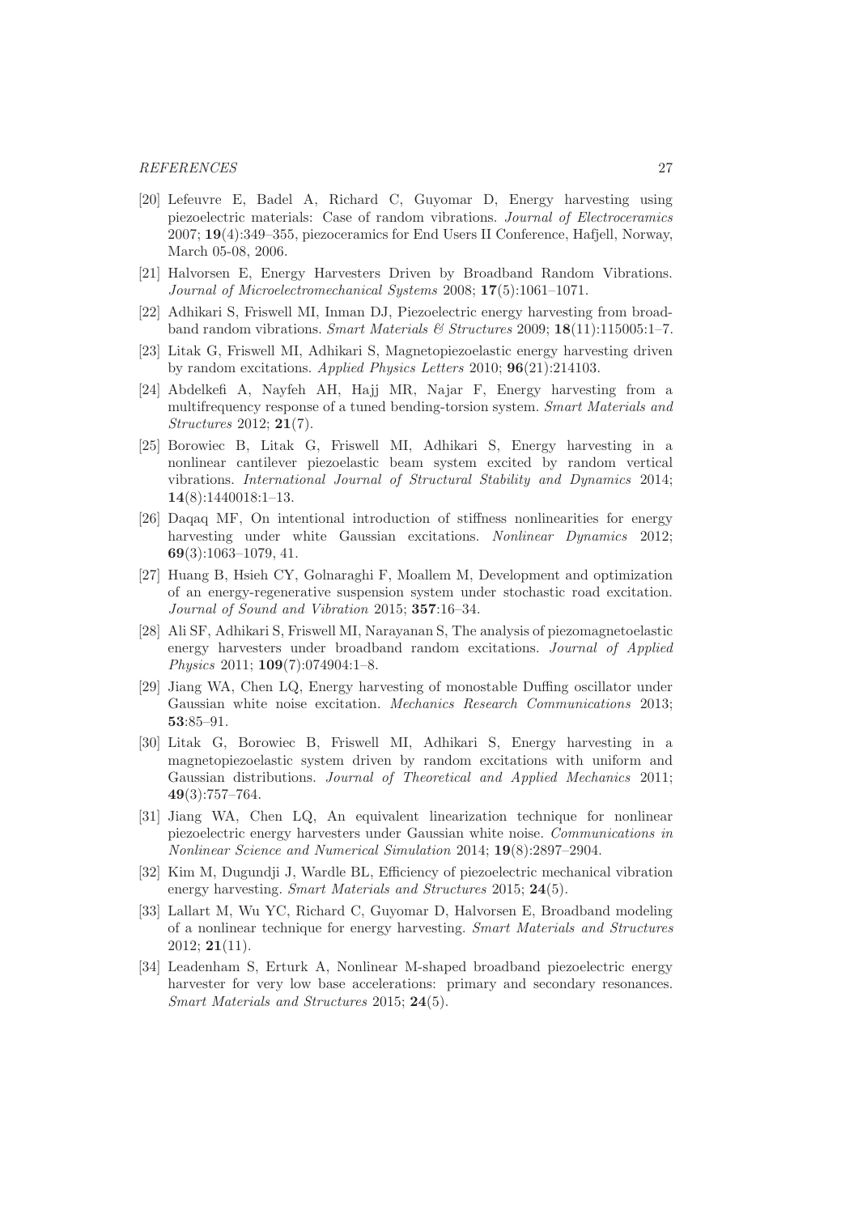[20] Lefeuvre E, Badel A, Richard C, Guyomar D, Energy harvesting using piezoelectric materials: Case of random vibrations. *Journal of Electroceramics* 2007; **19**(4):349–355, piezoceramics for End Users II Conference, Hafjell, Norway, March 05-08, 2006.

[21] Halvorsen E, Energy Harvesters Driven by Broadband Random Vibrations. *Journal of Microelectromechanical Systems* 2008; **17**(5):1061–1071.

[22] Adhikari S, Friswell MI, Inman DJ, Piezoelectric energy harvesting from broadband random vibrations. *Smart Materials & Structures* 2009; **18**(11):115005:1–7.

[23] Litak G, Friswell MI, Adhikari S, Magnetopiezoelastic energy harvesting driven by random excitations. *Applied Physics Letters* 2010; **96**(21):214103.

[24] Abdelkefi A, Nayfeh AH, Hajj MR, Najar F, Energy harvesting from a multifrequency response of a tuned bending-torsion system. *Smart Materials and Structures* 2012; **21**(7).

[25] Borowiec B, Litak G, Friswell MI, Adhikari S, Energy harvesting in a nonlinear cantilever piezoelastic beam system excited by random vertical vibrations. *International Journal of Structural Stability and Dynamics* 2014; **14**(8):1440018:1–13.

[26] Daqaq MF, On intentional introduction of stiffness nonlinearities for energy harvesting under white Gaussian excitations. *Nonlinear Dynamics* 2012; **69**(3):1063–1079, 41.

[27] Huang B, Hsieh CY, Golnaraghi F, Moallem M, Development and optimization of an energy-regenerative suspension system under stochastic road excitation. *Journal of Sound and Vibration* 2015; **357**:16–34.

[28] Ali SF, Adhikari S, Friswell MI, Narayanan S, The analysis of piezomagnetoelastic energy harvesters under broadband random excitations. *Journal of Applied Physics* 2011; **109**(7):074904:1–8.

[29] Jiang WA, Chen LQ, Energy harvesting of monostable Duffing oscillator under Gaussian white noise excitation. *Mechanics Research Communications* 2013; **53**:85–91.

[30] Litak G, Borowiec B, Friswell MI, Adhikari S, Energy harvesting in a magnetopiezoelastic system driven by random excitations with uniform and Gaussian distributions. *Journal of Theoretical and Applied Mechanics* 2011; **49**(3):757–764.

[31] Jiang WA, Chen LQ, An equivalent linearization technique for nonlinear piezoelectric energy harvesters under Gaussian white noise. *Communications in Nonlinear Science and Numerical Simulation* 2014; **19**(8):2897–2904.

[32] Kim M, Dugundji J, Wardle BL, Efficiency of piezoelectric mechanical vibration energy harvesting. *Smart Materials and Structures* 2015; **24**(5).

[33] Lallart M, Wu YC, Richard C, Guyomar D, Halvorsen E, Broadband modeling of a nonlinear technique for energy harvesting. *Smart Materials and Structures* 2012; **21**(11).

[34] Leadenham S, Erturk A, Nonlinear M-shaped broadband piezoelectric energy harvester for very low base accelerations: primary and secondary resonances. *Smart Materials and Structures* 2015; **24**(5).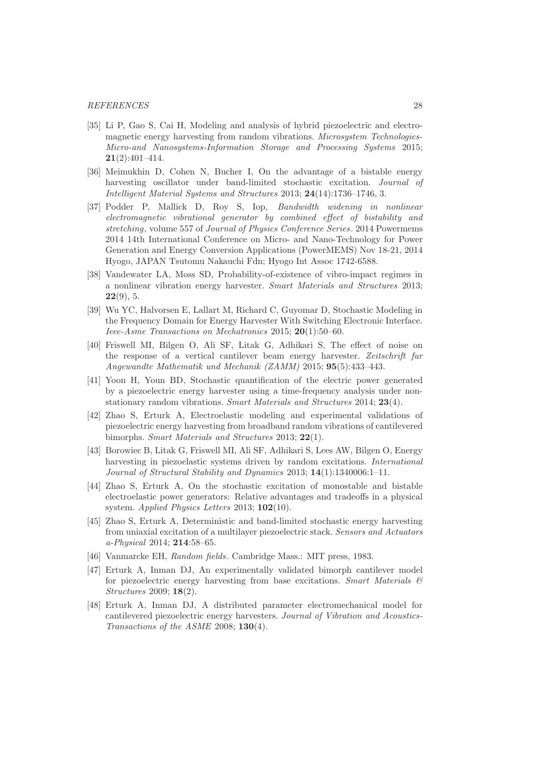[35] Li P, Gao S, Cai H, Modeling and analysis of hybrid piezoelectric and electromagnetic energy harvesting from random vibrations. *Microsystem Technologies-Micro-and Nanosystems-Information Storage and Processing Systems* 2015; **21**(2):401–414.

[36] Meimukhin D, Cohen N, Bucher I, On the advantage of a bistable energy harvesting oscillator under band-limited stochastic excitation. *Journal of Intelligent Material Systems and Structures* 2013; **24**(14):1736–1746, 3.

[37] Podder P, Mallick D, Roy S, Iop, *Bandwidth widening in nonlinear electromagnetic vibrational generator by combined effect of bistability and stretching*, volume 557 of *Journal of Physics Conference Series*. 2014 Powermems 2014 14th International Conference on Micro- and Nano-Technology for Power Generation and Energy Conversion Applications (PowerMEMS) Nov 18-21, 2014 Hyogo, JAPAN Tsutomu Nakauchi Fdn; Hyogo Int Assoc 1742-6588.

[38] Vandewater LA, Moss SD, Probability-of-existence of vibro-impact regimes in a nonlinear vibration energy harvester. *Smart Materials and Structures* 2013; **22**(9), 5.

[39] Wu YC, Halvorsen E, Lallart M, Richard C, Guyomar D, Stochastic Modeling in the Frequency Domain for Energy Harvester With Switching Electronic Interface. *Ieee-Asme Transactions on Mechatronics* 2015; **20**(1):50–60.

[40] Friswell MI, Bilgen O, Ali SF, Litak G, Adhikari S, The effect of noise on the response of a vertical cantilever beam energy harvester. *Zeitschrift fur Angewandte Mathematik und Mechanik (ZAMM)* 2015; **95**(5):433–443.

[41] Yoon H, Youn BD, Stochastic quantification of the electric power generated by a piezoelectric energy harvester using a time-frequency analysis under non-stationary random vibrations. *Smart Materials and Structures* 2014; **23**(4).

[42] Zhao S, Erturk A, Electroelastic modeling and experimental validations of piezoelectric energy harvesting from broadband random vibrations of cantilevered bimorphs. *Smart Materials and Structures* 2013; **22**(1).

[43] Borowiec B, Litak G, Friswell MI, Ali SF, Adhikari S, Lees AW, Bilgen O, Energy harvesting in piezoelastic systems driven by random excitations. *International Journal of Structural Stability and Dynamics* 2013; **14**(1):1340006:1–11.

[44] Zhao S, Erturk A, On the stochastic excitation of monostable and bistable electroelastic power generators: Relative advantages and tradeoffs in a physical system. *Applied Physics Letters* 2013; **102**(10).

[45] Zhao S, Erturk A, Deterministic and band-limited stochastic energy harvesting from uniaxial excitation of a multilayer piezoelectric stack. *Sensors and Actuators a-Physical* 2014; **214**:58–65.

[46] Vanmarcke EH, *Random fields*. Cambridge Mass.: MIT press, 1983.

[47] Erturk A, Inman DJ, An experimentally validated bimorph cantilever model for piezoelectric energy harvesting from base excitations. *Smart Materials & Structures* 2009; **18**(2).

[48] Erturk A, Inman DJ, A distributed parameter electromechanical model for cantilevered piezoelectric energy harvesters. *Journal of Vibration and Acoustics-Transactions of the ASME* 2008; **130**(4).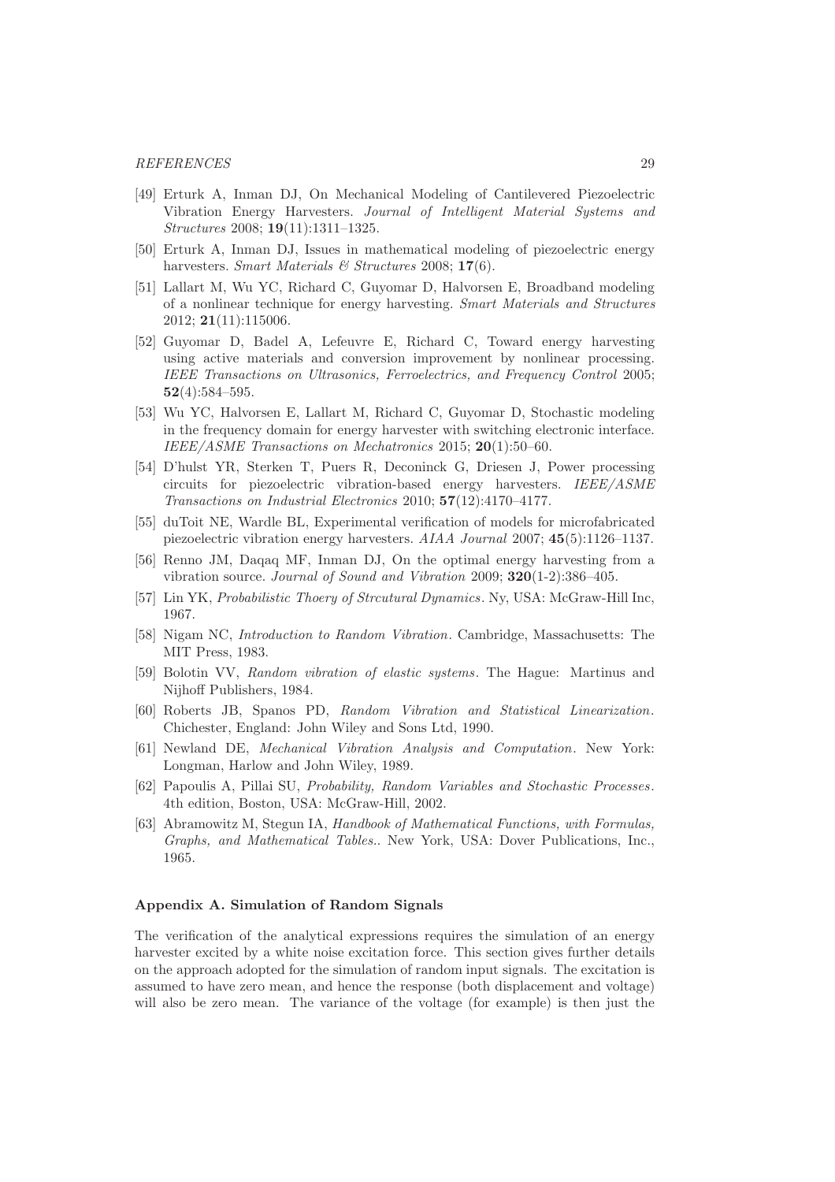[49] Erturk A, Inman DJ, On Mechanical Modeling of Cantilevered Piezoelectric Vibration Energy Harvesters. *Journal of Intelligent Material Systems and Structures* 2008; **19**(11):1311–1325.

[50] Erturk A, Inman DJ, Issues in mathematical modeling of piezoelectric energy harvesters. *Smart Materials & Structures* 2008; **17**(6).

[51] Lallart M, Wu YC, Richard C, Guyomar D, Halvorsen E, Broadband modeling of a nonlinear technique for energy harvesting. *Smart Materials and Structures* 2012; **21**(11):115006.

[52] Guyomar D, Badel A, Lefeuvre E, Richard C, Toward energy harvesting using active materials and conversion improvement by nonlinear processing. *IEEE Transactions on Ultrasonics, Ferroelectrics, and Frequency Control* 2005; **52**(4):584–595.

[53] Wu YC, Halvorsen E, Lallart M, Richard C, Guyomar D, Stochastic modeling in the frequency domain for energy harvester with switching electronic interface. *IEEE/ASME Transactions on Mechatronics* 2015; **20**(1):50–60.

[54] D'hulst YR, Sterken T, Puers R, Deconinck G, Driesen J, Power processing circuits for piezoelectric vibration-based energy harvesters. *IEEE/ASME Transactions on Industrial Electronics* 2010; **57**(12):4170–4177.

[55] duToit NE, Wardle BL, Experimental verification of models for microfabricated piezoelectric vibration energy harvesters. *AIAA Journal* 2007; **45**(5):1126–1137.

[56] Renno JM, Daqaq MF, Inman DJ, On the optimal energy harvesting from a vibration source. *Journal of Sound and Vibration* 2009; **320**(1-2):386–405.

[57] Lin YK, *Probabilistic Thoery of Strcutural Dynamics*. Ny, USA: McGraw-Hill Inc, 1967.

[58] Nigam NC, *Introduction to Random Vibration*. Cambridge, Massachusetts: The MIT Press, 1983.

[59] Bolotin VV, *Random vibration of elastic systems*. The Hague: Martinus and Nijhoff Publishers, 1984.

[60] Roberts JB, Spanos PD, *Random Vibration and Statistical Linearization*. Chichester, England: John Wiley and Sons Ltd, 1990.

[61] Newland DE, *Mechanical Vibration Analysis and Computation*. New York: Longman, Harlow and John Wiley, 1989.

[62] Papoulis A, Pillai SU, *Probability, Random Variables and Stochastic Processes*. 4th edition, Boston, USA: McGraw-Hill, 2002.

[63] Abramowitz M, Stegun IA, *Handbook of Mathematical Functions, with Formulas, Graphs, and Mathematical Tables.*. New York, USA: Dover Publications, Inc., 1965.

## Appendix A. Simulation of Random Signals

The verification of the analytical expressions requires the simulation of an energy harvester excited by a white noise excitation force. This section gives further details on the approach adopted for the simulation of random input signals. The excitation is assumed to have zero mean, and hence the response (both displacement and voltage) will also be zero mean. The variance of the voltage (for example) is then just the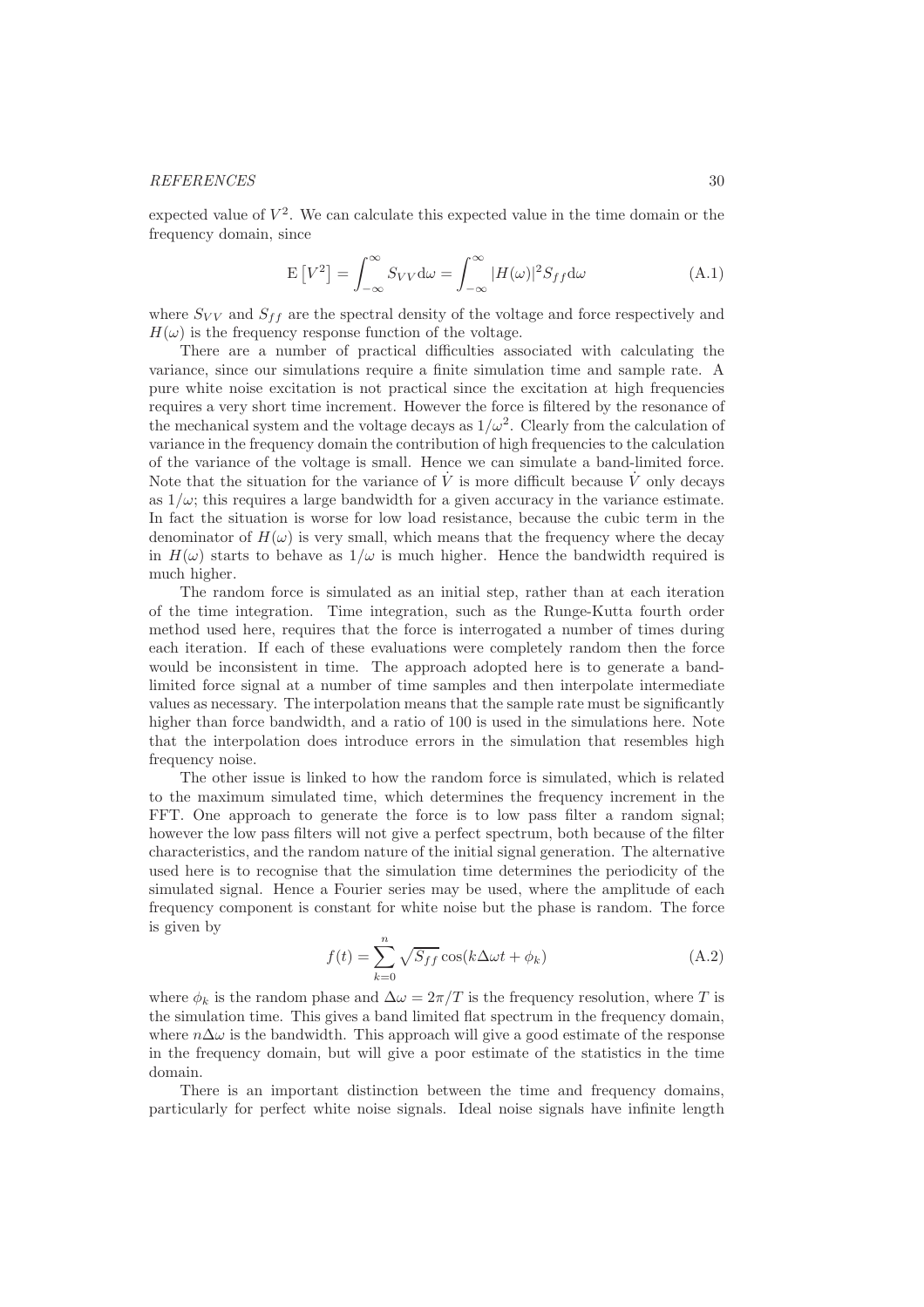expected value of $V^2$. We can calculate this expected value in the time domain or the frequency domain, since

$$\mathrm{E}\left[V^2\right] = \int_{-\infty}^{\infty} S_{VV} \mathrm{d}\omega = \int_{-\infty}^{\infty} |H(\omega)|^2 S_{ff} \mathrm{d}\omega \tag{A.1}$$

where $S_{VV}$ and $S_{ff}$ are the spectral density of the voltage and force respectively and $H(\omega)$ is the frequency response function of the voltage.

There are a number of practical difficulties associated with calculating the variance, since our simulations require a finite simulation time and sample rate. A pure white noise excitation is not practical since the excitation at high frequencies requires a very short time increment. However the force is filtered by the resonance of the mechanical system and the voltage decays as $1/\omega^2$. Clearly from the calculation of variance in the frequency domain the contribution of high frequencies to the calculation of the variance of the voltage is small. Hence we can simulate a band-limited force. Note that the situation for the variance of $\dot{V}$ is more difficult because $\dot{V}$ only decays as $1/\omega$; this requires a large bandwidth for a given accuracy in the variance estimate. In fact the situation is worse for low load resistance, because the cubic term in the denominator of $H(\omega)$ is very small, which means that the frequency where the decay in $H(\omega)$ starts to behave as $1/\omega$ is much higher. Hence the bandwidth required is much higher.

The random force is simulated as an initial step, rather than at each iteration of the time integration. Time integration, such as the Runge-Kutta fourth order method used here, requires that the force is interrogated a number of times during each iteration. If each of these evaluations were completely random then the force would be inconsistent in time. The approach adopted here is to generate a band-limited force signal at a number of time samples and then interpolate intermediate values as necessary. The interpolation means that the sample rate must be significantly higher than force bandwidth, and a ratio of 100 is used in the simulations here. Note that the interpolation does introduce errors in the simulation that resembles high frequency noise.

The other issue is linked to how the random force is simulated, which is related to the maximum simulated time, which determines the frequency increment in the FFT. One approach to generate the force is to low pass filter a random signal; however the low pass filters will not give a perfect spectrum, both because of the filter characteristics, and the random nature of the initial signal generation. The alternative used here is to recognise that the simulation time determines the periodicity of the simulated signal. Hence a Fourier series may be used, where the amplitude of each frequency component is constant for white noise but the phase is random. The force is given by

$$f(t) = \sum_{k=0}^{n} \sqrt{S_{ff}} \cos(k\Delta\omega t + \phi_k) \tag{A.2}$$

where $\phi_k$ is the random phase and $\Delta\omega = 2\pi/T$ is the frequency resolution, where $T$ is the simulation time. This gives a band limited flat spectrum in the frequency domain, where $n\Delta\omega$ is the bandwidth. This approach will give a good estimate of the response in the frequency domain, but will give a poor estimate of the statistics in the time domain.

There is an important distinction between the time and frequency domains, particularly for perfect white noise signals. Ideal noise signals have infinite length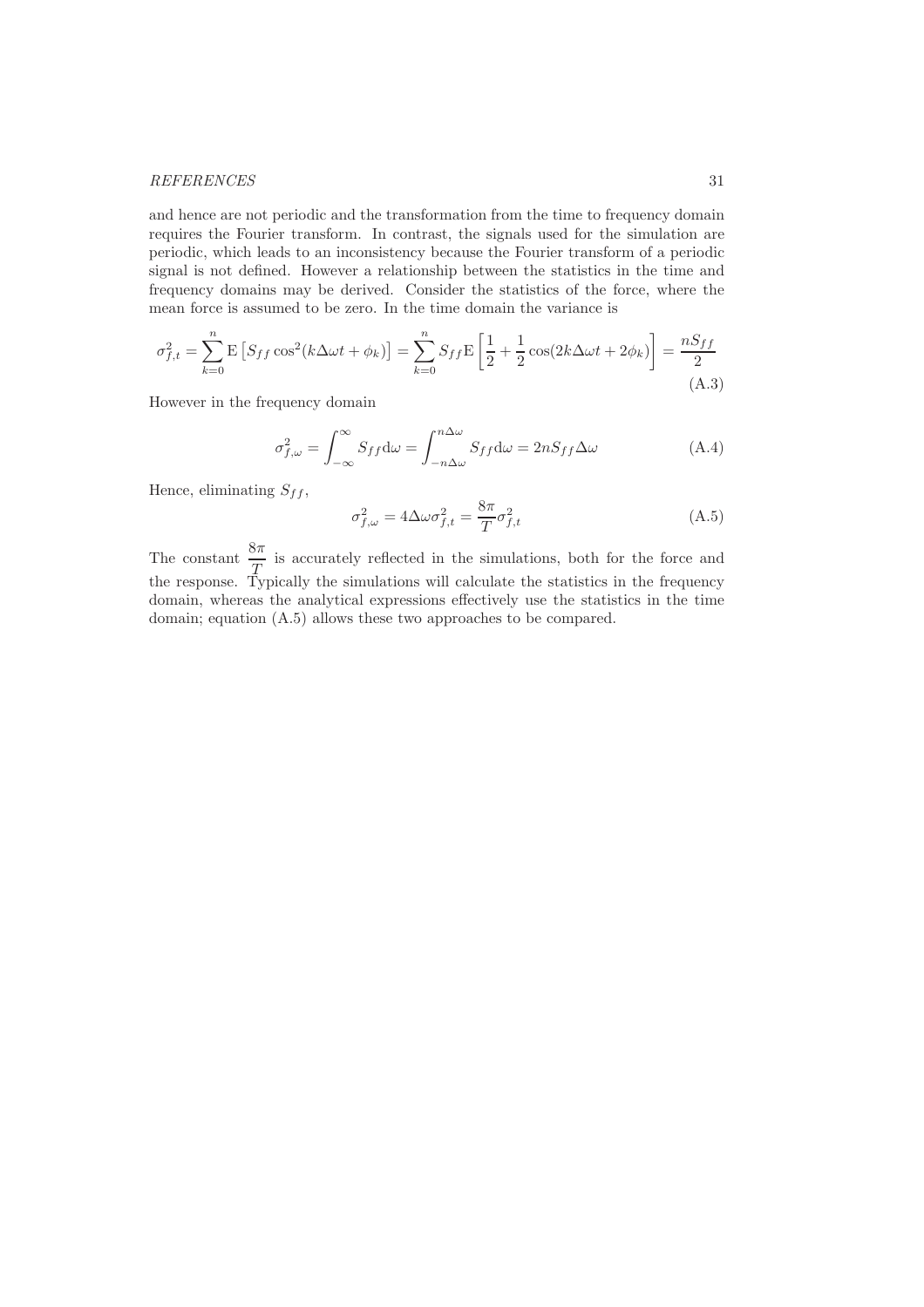and hence are not periodic and the transformation from the time to frequency domain requires the Fourier transform. In contrast, the signals used for the simulation are periodic, which leads to an inconsistency because the Fourier transform of a periodic signal is not defined. However a relationship between the statistics in the time and frequency domains may be derived. Consider the statistics of the force, where the mean force is assumed to be zero. In the time domain the variance is

$$\sigma_{f,t}^2 = \sum_{k=0}^{n} \mathrm{E}\left[S_{ff}\cos^2(k\Delta\omega t + \phi_k)\right] = \sum_{k=0}^{n} S_{ff}\mathrm{E}\left[\frac{1}{2} + \frac{1}{2}\cos(2k\Delta\omega t + 2\phi_k)\right] = \frac{nS_{ff}}{2} \tag{A.3}$$

However in the frequency domain

$$\sigma_{f,\omega}^2 = \int_{-\infty}^{\infty} S_{ff}\mathrm{d}\omega = \int_{-n\Delta\omega}^{n\Delta\omega} S_{ff}\mathrm{d}\omega = 2nS_{ff}\Delta\omega \tag{A.4}$$

Hence, eliminating $S_{ff}$,

$$\sigma_{f,\omega}^2 = 4\Delta\omega\sigma_{f,t}^2 = \frac{8\pi}{T}\sigma_{f,t}^2 \tag{A.5}$$

The constant $\dfrac{8\pi}{T}$ is accurately reflected in the simulations, both for the force and the response. Typically the simulations will calculate the statistics in the frequency domain, whereas the analytical expressions effectively use the statistics in the time domain; equation (A.5) allows these two approaches to be compared.